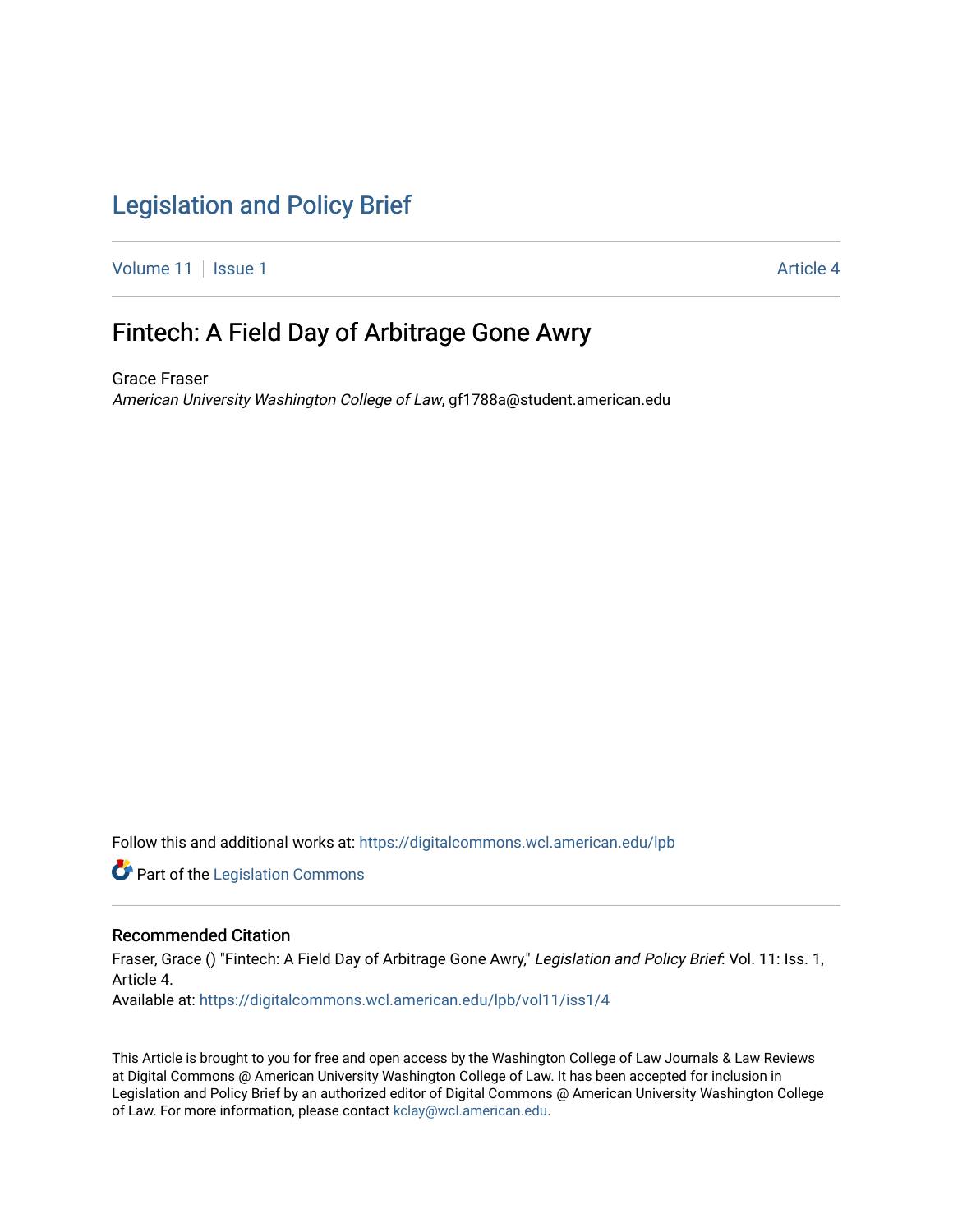# Legislation and Policy Brief

Volume 11 | Issue 1 | Article 4

## Fintech: A Field Day of Arbitrage Gone Awry

Grace Fraser
*American University Washington College of Law*, gf1788a@student.american.edu

Follow this and additional works at: https://digitalcommons.wcl.american.edu/lpb

Part of the Legislation Commons

### Recommended Citation

Fraser, Grace () "Fintech: A Field Day of Arbitrage Gone Awry," *Legislation and Policy Brief*: Vol. 11: Iss. 1, Article 4.
Available at: https://digitalcommons.wcl.american.edu/lpb/vol11/iss1/4

This Article is brought to you for free and open access by the Washington College of Law Journals & Law Reviews at Digital Commons @ American University Washington College of Law. It has been accepted for inclusion in Legislation and Policy Brief by an authorized editor of Digital Commons @ American University Washington College of Law. For more information, please contact kclay@wcl.american.edu.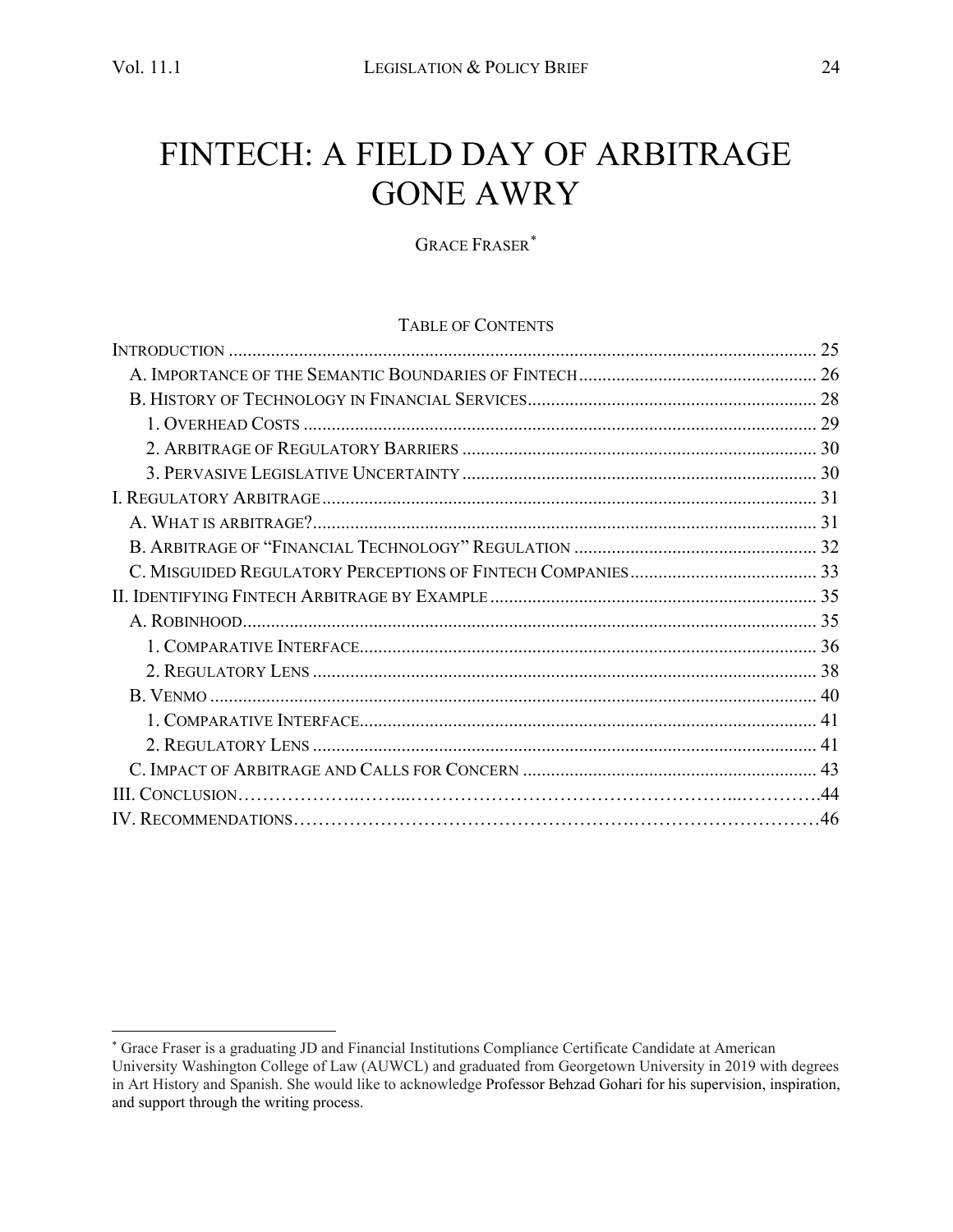# FINTECH: A FIELD DAY OF ARBITRAGE GONE AWRY

GRACE FRASER[*]

TABLE OF CONTENTS

| | |
|---|---|
| INTRODUCTION | 25 |
| A. IMPORTANCE OF THE SEMANTIC BOUNDARIES OF FINTECH | 26 |
| B. HISTORY OF TECHNOLOGY IN FINANCIAL SERVICES | 28 |
| 1. OVERHEAD COSTS | 29 |
| 2. ARBITRAGE OF REGULATORY BARRIERS | 30 |
| 3. PERVASIVE LEGISLATIVE UNCERTAINTY | 30 |
| I. REGULATORY ARBITRAGE | 31 |
| A. WHAT IS ARBITRAGE? | 31 |
| B. ARBITRAGE OF "FINANCIAL TECHNOLOGY" REGULATION | 32 |
| C. MISGUIDED REGULATORY PERCEPTIONS OF FINTECH COMPANIES | 33 |
| II. IDENTIFYING FINTECH ARBITRAGE BY EXAMPLE | 35 |
| A. ROBINHOOD | 35 |
| 1. COMPARATIVE INTERFACE | 36 |
| 2. REGULATORY LENS | 38 |
| B. VENMO | 40 |
| 1. COMPARATIVE INTERFACE | 41 |
| 2. REGULATORY LENS | 41 |
| C. IMPACT OF ARBITRAGE AND CALLS FOR CONCERN | 43 |
| III. CONCLUSION | 44 |
| IV. RECOMMENDATIONS | 46 |

---

[*] Grace Fraser is a graduating JD and Financial Institutions Compliance Certificate Candidate at American University Washington College of Law (AUWCL) and graduated from Georgetown University in 2019 with degrees in Art History and Spanish. She would like to acknowledge Professor Behzad Gohari for his supervision, inspiration, and support through the writing process.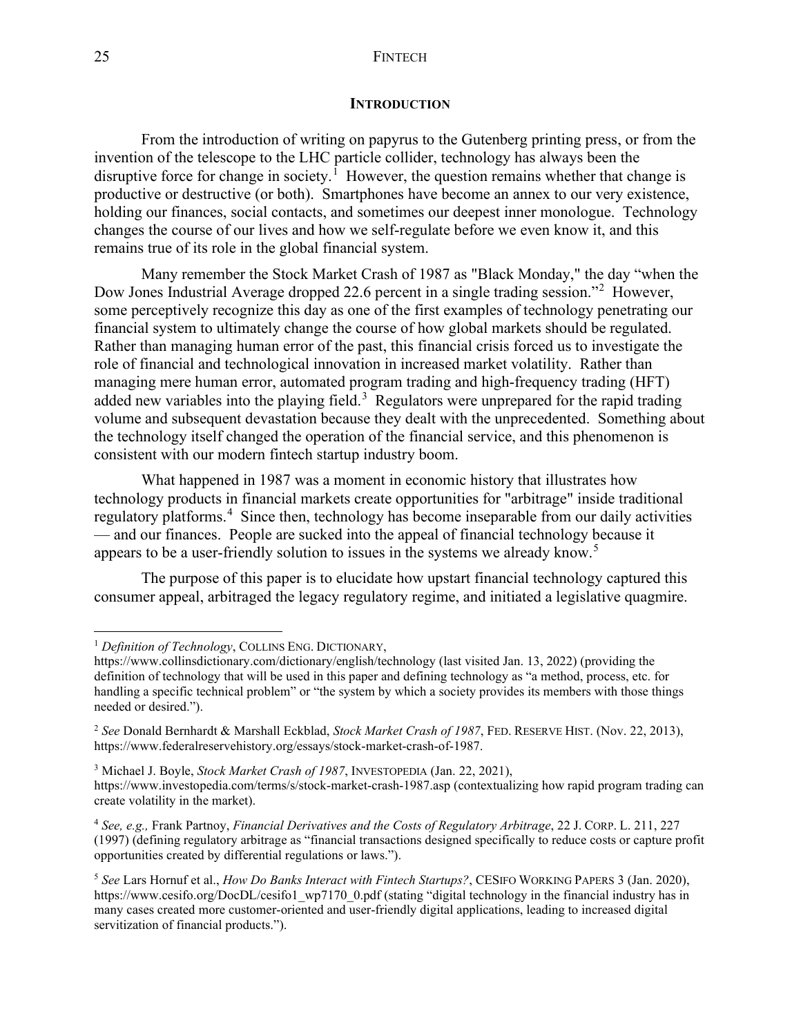## INTRODUCTION

From the introduction of writing on papyrus to the Gutenberg printing press, or from the invention of the telescope to the LHC particle collider, technology has always been the disruptive force for change in society.[1] However, the question remains whether that change is productive or destructive (or both). Smartphones have become an annex to our very existence, holding our finances, social contacts, and sometimes our deepest inner monologue. Technology changes the course of our lives and how we self-regulate before we even know it, and this remains true of its role in the global financial system.

Many remember the Stock Market Crash of 1987 as "Black Monday," the day "when the Dow Jones Industrial Average dropped 22.6 percent in a single trading session."[2] However, some perceptively recognize this day as one of the first examples of technology penetrating our financial system to ultimately change the course of how global markets should be regulated. Rather than managing human error of the past, this financial crisis forced us to investigate the role of financial and technological innovation in increased market volatility. Rather than managing mere human error, automated program trading and high-frequency trading (HFT) added new variables into the playing field.[3] Regulators were unprepared for the rapid trading volume and subsequent devastation because they dealt with the unprecedented. Something about the technology itself changed the operation of the financial service, and this phenomenon is consistent with our modern fintech startup industry boom.

What happened in 1987 was a moment in economic history that illustrates how technology products in financial markets create opportunities for "arbitrage" inside traditional regulatory platforms.[4] Since then, technology has become inseparable from our daily activities — and our finances. People are sucked into the appeal of financial technology because it appears to be a user-friendly solution to issues in the systems we already know.[5]

The purpose of this paper is to elucidate how upstart financial technology captured this consumer appeal, arbitraged the legacy regulatory regime, and initiated a legislative quagmire.

---

[1] *Definition of Technology*, COLLINS ENG. DICTIONARY, https://www.collinsdictionary.com/dictionary/english/technology (last visited Jan. 13, 2022) (providing the definition of technology that will be used in this paper and defining technology as "a method, process, etc. for handling a specific technical problem" or "the system by which a society provides its members with those things needed or desired.").

[2] *See* Donald Bernhardt & Marshall Eckblad, *Stock Market Crash of 1987*, FED. RESERVE HIST. (Nov. 22, 2013), https://www.federalreservehistory.org/essays/stock-market-crash-of-1987.

[3] Michael J. Boyle, *Stock Market Crash of 1987*, INVESTOPEDIA (Jan. 22, 2021), https://www.investopedia.com/terms/s/stock-market-crash-1987.asp (contextualizing how rapid program trading can create volatility in the market).

[4] *See, e.g.,* Frank Partnoy, *Financial Derivatives and the Costs of Regulatory Arbitrage*, 22 J. CORP. L. 211, 227 (1997) (defining regulatory arbitrage as "financial transactions designed specifically to reduce costs or capture profit opportunities created by differential regulations or laws.").

[5] *See* Lars Hornuf et al., *How Do Banks Interact with Fintech Startups?*, CESIFO WORKING PAPERS 3 (Jan. 2020), https://www.cesifo.org/DocDL/cesifo1_wp7170_0.pdf (stating "digital technology in the financial industry has in many cases created more customer-oriented and user-friendly digital applications, leading to increased digital servitization of financial products.").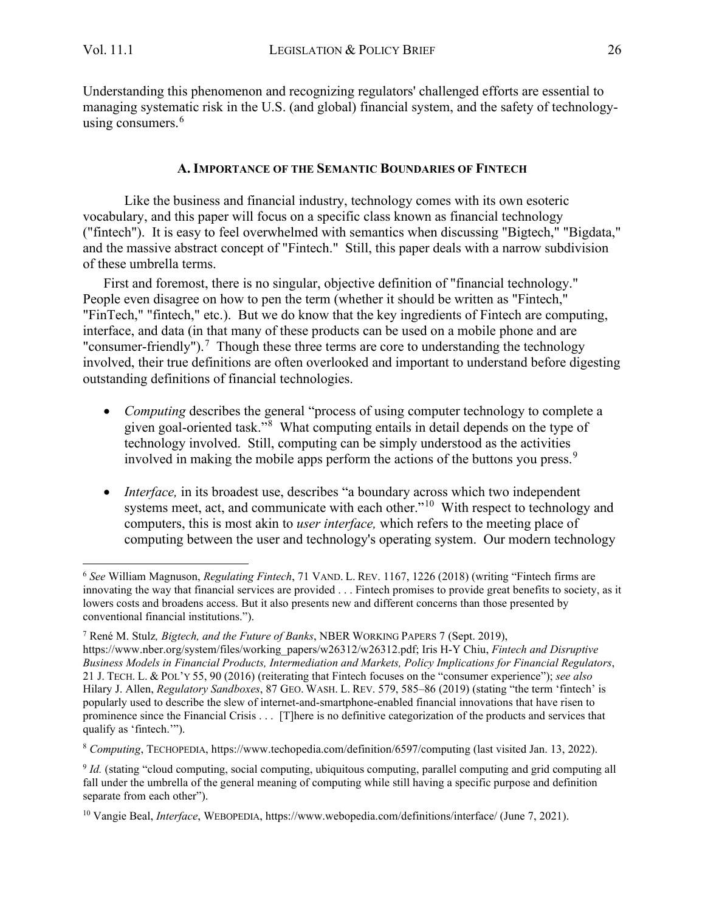Understanding this phenomenon and recognizing regulators' challenged efforts are essential to managing systematic risk in the U.S. (and global) financial system, and the safety of technology-using consumers.[6]

### A. IMPORTANCE OF THE SEMANTIC BOUNDARIES OF FINTECH

Like the business and financial industry, technology comes with its own esoteric vocabulary, and this paper will focus on a specific class known as financial technology ("fintech"). It is easy to feel overwhelmed with semantics when discussing "Bigtech," "Bigdata," and the massive abstract concept of "Fintech." Still, this paper deals with a narrow subdivision of these umbrella terms.

First and foremost, there is no singular, objective definition of "financial technology." People even disagree on how to pen the term (whether it should be written as "Fintech," "FinTech," "fintech," etc.). But we do know that the key ingredients of Fintech are computing, interface, and data (in that many of these products can be used on a mobile phone and are "consumer-friendly").[7] Though these three terms are core to understanding the technology involved, their true definitions are often overlooked and important to understand before digesting outstanding definitions of financial technologies.

- *Computing* describes the general "process of using computer technology to complete a given goal-oriented task."[8] What computing entails in detail depends on the type of technology involved. Still, computing can be simply understood as the activities involved in making the mobile apps perform the actions of the buttons you press.[9]

- *Interface,* in its broadest use, describes "a boundary across which two independent systems meet, act, and communicate with each other."[10] With respect to technology and computers, this is most akin to *user interface,* which refers to the meeting place of computing between the user and technology's operating system. Our modern technology

---

[6] *See* William Magnuson, *Regulating Fintech*, 71 VAND. L. REV. 1167, 1226 (2018) (writing "Fintech firms are innovating the way that financial services are provided . . . Fintech promises to provide great benefits to society, as it lowers costs and broadens access. But it also presents new and different concerns than those presented by conventional financial institutions.").

[7] René M. Stulz*, Bigtech, and the Future of Banks*, NBER WORKING PAPERS 7 (Sept. 2019), https://www.nber.org/system/files/working_papers/w26312/w26312.pdf; Iris H-Y Chiu, *Fintech and Disruptive Business Models in Financial Products, Intermediation and Markets, Policy Implications for Financial Regulators*, 21 J. TECH. L. & POL'Y 55, 90 (2016) (reiterating that Fintech focuses on the "consumer experience"); *see also* Hilary J. Allen, *Regulatory Sandboxes*, 87 GEO. WASH. L. REV. 579, 585–86 (2019) (stating "the term 'fintech' is popularly used to describe the slew of internet-and-smartphone-enabled financial innovations that have risen to prominence since the Financial Crisis . . . [T]here is no definitive categorization of the products and services that qualify as 'fintech.'").

[8] *Computing*, TECHOPEDIA, https://www.techopedia.com/definition/6597/computing (last visited Jan. 13, 2022).

[9] *Id.* (stating "cloud computing, social computing, ubiquitous computing, parallel computing and grid computing all fall under the umbrella of the general meaning of computing while still having a specific purpose and definition separate from each other").

[10] Vangie Beal, *Interface*, WEBOPEDIA, https://www.webopedia.com/definitions/interface/ (June 7, 2021).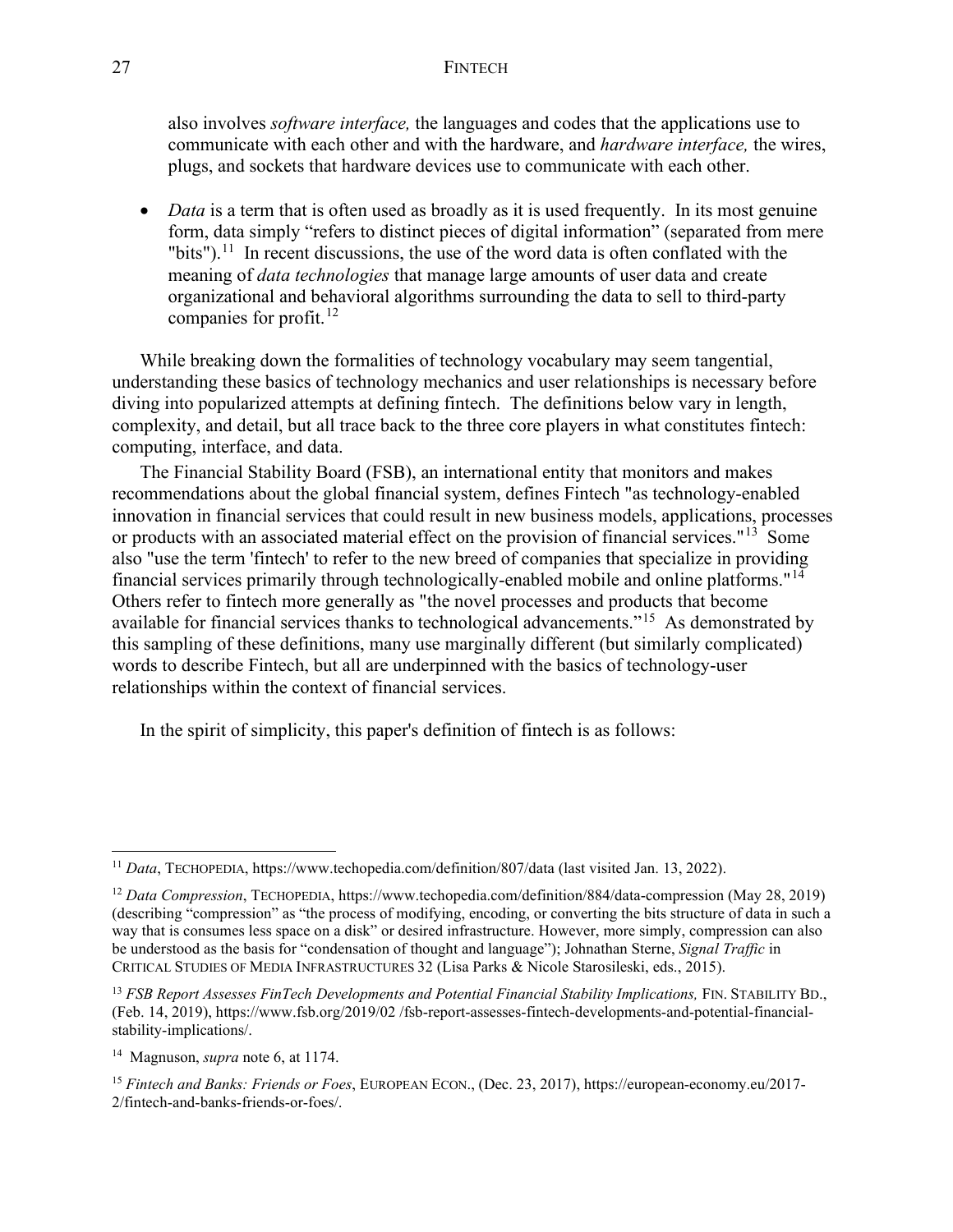also involves *software interface,* the languages and codes that the applications use to communicate with each other and with the hardware, and *hardware interface,* the wires, plugs, and sockets that hardware devices use to communicate with each other.

- *Data* is a term that is often used as broadly as it is used frequently. In its most genuine form, data simply "refers to distinct pieces of digital information" (separated from mere "bits").[11] In recent discussions, the use of the word data is often conflated with the meaning of *data technologies* that manage large amounts of user data and create organizational and behavioral algorithms surrounding the data to sell to third-party companies for profit.[12]

While breaking down the formalities of technology vocabulary may seem tangential, understanding these basics of technology mechanics and user relationships is necessary before diving into popularized attempts at defining fintech. The definitions below vary in length, complexity, and detail, but all trace back to the three core players in what constitutes fintech: computing, interface, and data.

The Financial Stability Board (FSB), an international entity that monitors and makes recommendations about the global financial system, defines Fintech "as technology-enabled innovation in financial services that could result in new business models, applications, processes or products with an associated material effect on the provision of financial services."[13] Some also "use the term 'fintech' to refer to the new breed of companies that specialize in providing financial services primarily through technologically-enabled mobile and online platforms."[14] Others refer to fintech more generally as "the novel processes and products that become available for financial services thanks to technological advancements."[15] As demonstrated by this sampling of these definitions, many use marginally different (but similarly complicated) words to describe Fintech, but all are underpinned with the basics of technology-user relationships within the context of financial services.

In the spirit of simplicity, this paper's definition of fintech is as follows:

---

[11] *Data*, TECHOPEDIA, https://www.techopedia.com/definition/807/data (last visited Jan. 13, 2022).

[12] *Data Compression*, TECHOPEDIA, https://www.techopedia.com/definition/884/data-compression (May 28, 2019) (describing "compression" as "the process of modifying, encoding, or converting the bits structure of data in such a way that is consumes less space on a disk" or desired infrastructure. However, more simply, compression can also be understood as the basis for "condensation of thought and language"); Johnathan Sterne, *Signal Traffic* in CRITICAL STUDIES OF MEDIA INFRASTRUCTURES 32 (Lisa Parks & Nicole Starosileski, eds., 2015).

[13] *FSB Report Assesses FinTech Developments and Potential Financial Stability Implications,* FIN. STABILITY BD., (Feb. 14, 2019), https://www.fsb.org/2019/02 /fsb-report-assesses-fintech-developments-and-potential-financial-stability-implications/.

[14] Magnuson, *supra* note 6, at 1174.

[15] *Fintech and Banks: Friends or Foes*, EUROPEAN ECON., (Dec. 23, 2017), https://european-economy.eu/2017-2/fintech-and-banks-friends-or-foes/.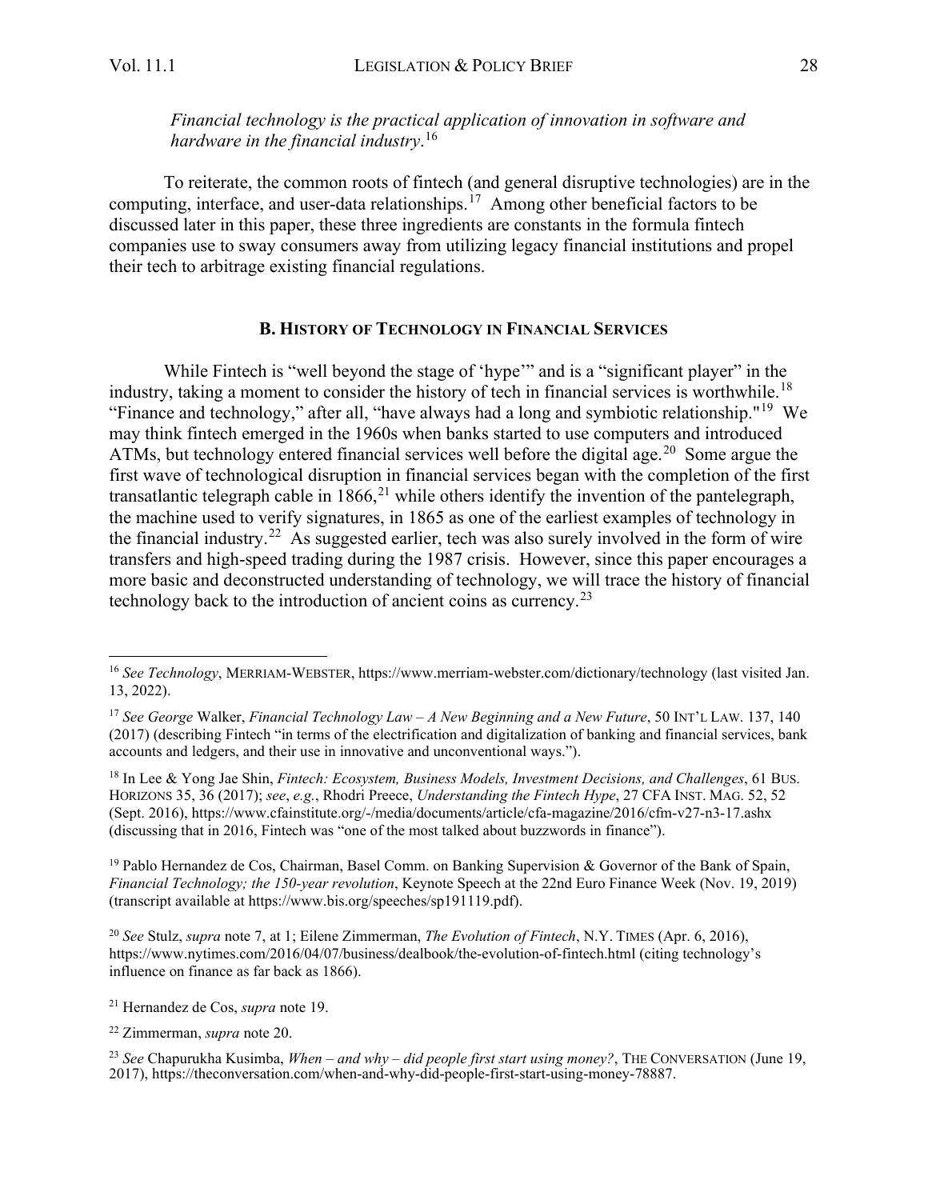*Financial technology is the practical application of innovation in software and hardware in the financial industry*.[16]

To reiterate, the common roots of fintech (and general disruptive technologies) are in the computing, interface, and user-data relationships.[17] Among other beneficial factors to be discussed later in this paper, these three ingredients are constants in the formula fintech companies use to sway consumers away from utilizing legacy financial institutions and propel their tech to arbitrage existing financial regulations.

### B. History of Technology in Financial Services

While Fintech is "well beyond the stage of 'hype'" and is a "significant player" in the industry, taking a moment to consider the history of tech in financial services is worthwhile.[18] "Finance and technology," after all, "have always had a long and symbiotic relationship."[19] We may think fintech emerged in the 1960s when banks started to use computers and introduced ATMs, but technology entered financial services well before the digital age.[20] Some argue the first wave of technological disruption in financial services began with the completion of the first transatlantic telegraph cable in 1866,[21] while others identify the invention of the pantelegraph, the machine used to verify signatures, in 1865 as one of the earliest examples of technology in the financial industry.[22] As suggested earlier, tech was also surely involved in the form of wire transfers and high-speed trading during the 1987 crisis. However, since this paper encourages a more basic and deconstructed understanding of technology, we will trace the history of financial technology back to the introduction of ancient coins as currency.[23]

---

[16] *See Technology*, MERRIAM-WEBSTER, https://www.merriam-webster.com/dictionary/technology (last visited Jan. 13, 2022).

[17] *See George* Walker, *Financial Technology Law – A New Beginning and a New Future*, 50 INT'L LAW. 137, 140 (2017) (describing Fintech "in terms of the electrification and digitalization of banking and financial services, bank accounts and ledgers, and their use in innovative and unconventional ways.").

[18] In Lee & Yong Jae Shin, *Fintech: Ecosystem, Business Models, Investment Decisions, and Challenges*, 61 BUS. HORIZONS 35, 36 (2017); *see*, *e.g.*, Rhodri Preece, *Understanding the Fintech Hype*, 27 CFA INST. MAG. 52, 52 (Sept. 2016), https://www.cfainstitute.org/-/media/documents/article/cfa-magazine/2016/cfm-v27-n3-17.ashx (discussing that in 2016, Fintech was "one of the most talked about buzzwords in finance").

[19] Pablo Hernandez de Cos, Chairman, Basel Comm. on Banking Supervision & Governor of the Bank of Spain, *Financial Technology; the 150-year revolution*, Keynote Speech at the 22nd Euro Finance Week (Nov. 19, 2019) (transcript available at https://www.bis.org/speeches/sp191119.pdf).

[20] *See* Stulz, *supra* note 7, at 1; Eilene Zimmerman, *The Evolution of Fintech*, N.Y. TIMES (Apr. 6, 2016), https://www.nytimes.com/2016/04/07/business/dealbook/the-evolution-of-fintech.html (citing technology's influence on finance as far back as 1866).

[21] Hernandez de Cos, *supra* note 19.

[22] Zimmerman, *supra* note 20.

[23] *See* Chapurukha Kusimba, *When – and why – did people first start using money?*, THE CONVERSATION (June 19, 2017), https://theconversation.com/when-and-why-did-people-first-start-using-money-78887.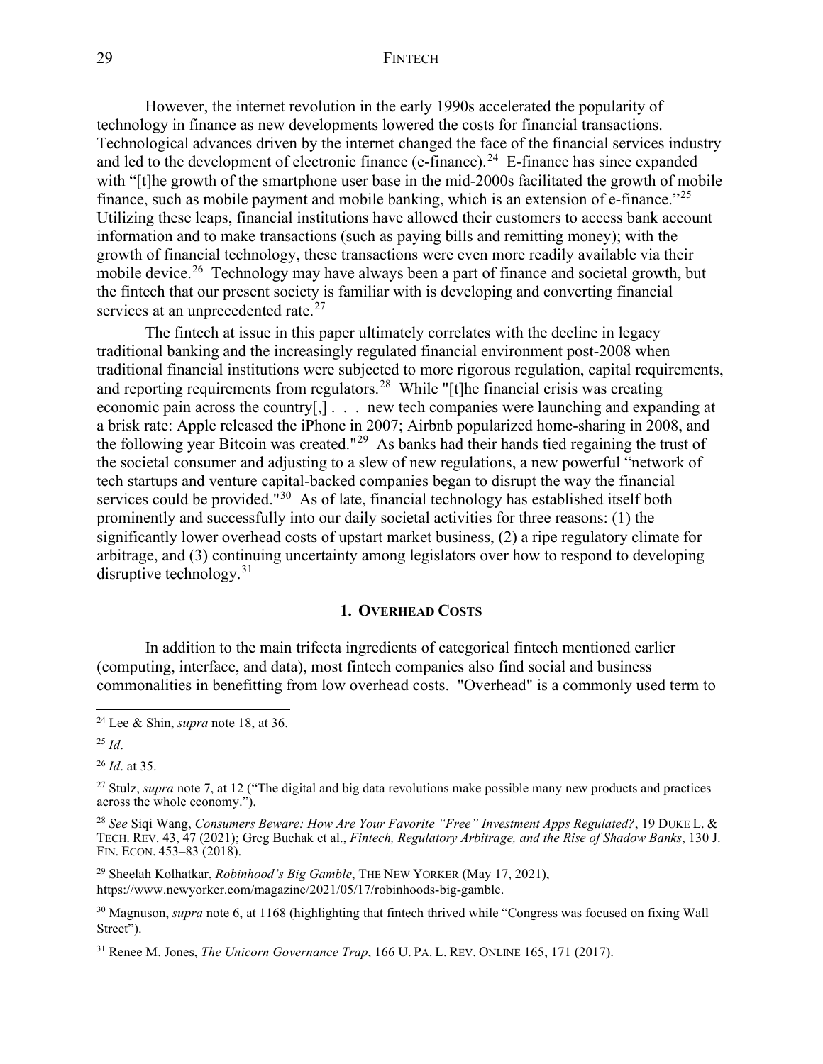However, the internet revolution in the early 1990s accelerated the popularity of technology in finance as new developments lowered the costs for financial transactions. Technological advances driven by the internet changed the face of the financial services industry and led to the development of electronic finance (e-finance).[24] E-finance has since expanded with "[t]he growth of the smartphone user base in the mid-2000s facilitated the growth of mobile finance, such as mobile payment and mobile banking, which is an extension of e-finance."[25] Utilizing these leaps, financial institutions have allowed their customers to access bank account information and to make transactions (such as paying bills and remitting money); with the growth of financial technology, these transactions were even more readily available via their mobile device.[26] Technology may have always been a part of finance and societal growth, but the fintech that our present society is familiar with is developing and converting financial services at an unprecedented rate.[27]

The fintech at issue in this paper ultimately correlates with the decline in legacy traditional banking and the increasingly regulated financial environment post-2008 when traditional financial institutions were subjected to more rigorous regulation, capital requirements, and reporting requirements from regulators.[28] While "[t]he financial crisis was creating economic pain across the country[,] . . . new tech companies were launching and expanding at a brisk rate: Apple released the iPhone in 2007; Airbnb popularized home-sharing in 2008, and the following year Bitcoin was created."[29] As banks had their hands tied regaining the trust of the societal consumer and adjusting to a slew of new regulations, a new powerful "network of tech startups and venture capital-backed companies began to disrupt the way the financial services could be provided."[30] As of late, financial technology has established itself both prominently and successfully into our daily societal activities for three reasons: (1) the significantly lower overhead costs of upstart market business, (2) a ripe regulatory climate for arbitrage, and (3) continuing uncertainty among legislators over how to respond to developing disruptive technology.[31]

### 1. Overhead Costs

In addition to the main trifecta ingredients of categorical fintech mentioned earlier (computing, interface, and data), most fintech companies also find social and business commonalities in benefitting from low overhead costs. "Overhead" is a commonly used term to

---

[24] Lee & Shin, *supra* note 18, at 36.

[25] *Id*.

[26] *Id*. at 35.

[27] Stulz, *supra* note 7, at 12 ("The digital and big data revolutions make possible many new products and practices across the whole economy.").

[28] *See* Siqi Wang, *Consumers Beware: How Are Your Favorite "Free" Investment Apps Regulated?*, 19 Duke L. & Tech. Rev. 43, 47 (2021); Greg Buchak et al., *Fintech, Regulatory Arbitrage, and the Rise of Shadow Banks*, 130 J. Fin. Econ. 453–83 (2018).

[29] Sheelah Kolhatkar, *Robinhood's Big Gamble*, The New Yorker (May 17, 2021), https://www.newyorker.com/magazine/2021/05/17/robinhoods-big-gamble.

[30] Magnuson, *supra* note 6, at 1168 (highlighting that fintech thrived while "Congress was focused on fixing Wall Street").

[31] Renee M. Jones, *The Unicorn Governance Trap*, 166 U. Pa. L. Rev. Online 165, 171 (2017).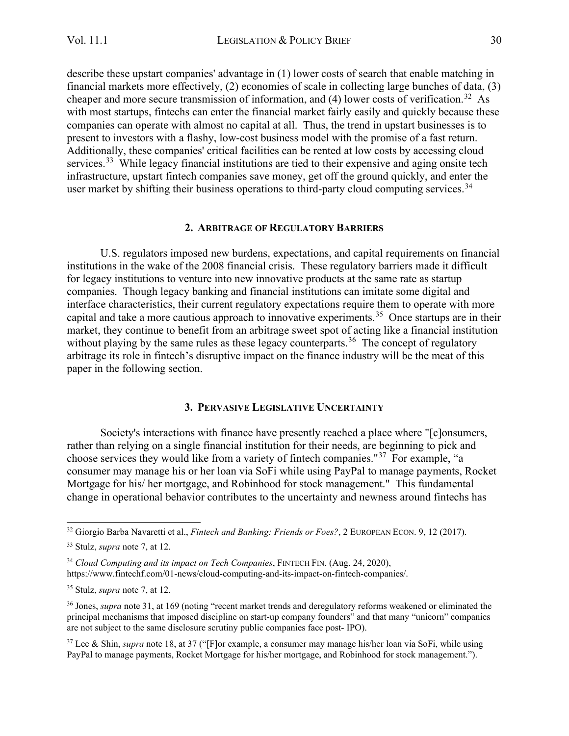describe these upstart companies' advantage in (1) lower costs of search that enable matching in financial markets more effectively, (2) economies of scale in collecting large bunches of data, (3) cheaper and more secure transmission of information, and (4) lower costs of verification.[32] As with most startups, fintechs can enter the financial market fairly easily and quickly because these companies can operate with almost no capital at all. Thus, the trend in upstart businesses is to present to investors with a flashy, low-cost business model with the promise of a fast return. Additionally, these companies' critical facilities can be rented at low costs by accessing cloud services.[33] While legacy financial institutions are tied to their expensive and aging onsite tech infrastructure, upstart fintech companies save money, get off the ground quickly, and enter the user market by shifting their business operations to third-party cloud computing services.[34]

### 2. Arbitrage of Regulatory Barriers

U.S. regulators imposed new burdens, expectations, and capital requirements on financial institutions in the wake of the 2008 financial crisis. These regulatory barriers made it difficult for legacy institutions to venture into new innovative products at the same rate as startup companies. Though legacy banking and financial institutions can imitate some digital and interface characteristics, their current regulatory expectations require them to operate with more capital and take a more cautious approach to innovative experiments.[35] Once startups are in their market, they continue to benefit from an arbitrage sweet spot of acting like a financial institution without playing by the same rules as these legacy counterparts.[36] The concept of regulatory arbitrage its role in fintech's disruptive impact on the finance industry will be the meat of this paper in the following section.

### 3. Pervasive Legislative Uncertainty

Society's interactions with finance have presently reached a place where "[c]onsumers, rather than relying on a single financial institution for their needs, are beginning to pick and choose services they would like from a variety of fintech companies."[37] For example, "a consumer may manage his or her loan via SoFi while using PayPal to manage payments, Rocket Mortgage for his/ her mortgage, and Robinhood for stock management." This fundamental change in operational behavior contributes to the uncertainty and newness around fintechs has

---

[32] Giorgio Barba Navaretti et al., *Fintech and Banking: Friends or Foes?*, 2 European Econ. 9, 12 (2017).

[33] Stulz, *supra* note 7, at 12.

[34] *Cloud Computing and its impact on Tech Companies*, Fintech Fin. (Aug. 24, 2020), https://www.fintechf.com/01-news/cloud-computing-and-its-impact-on-fintech-companies/.

[35] Stulz, *supra* note 7, at 12.

[36] Jones, *supra* note 31, at 169 (noting "recent market trends and deregulatory reforms weakened or eliminated the principal mechanisms that imposed discipline on start-up company founders" and that many "unicorn" companies are not subject to the same disclosure scrutiny public companies face post- IPO).

[37] Lee & Shin, *supra* note 18, at 37 ("[F]or example, a consumer may manage his/her loan via SoFi, while using PayPal to manage payments, Rocket Mortgage for his/her mortgage, and Robinhood for stock management.").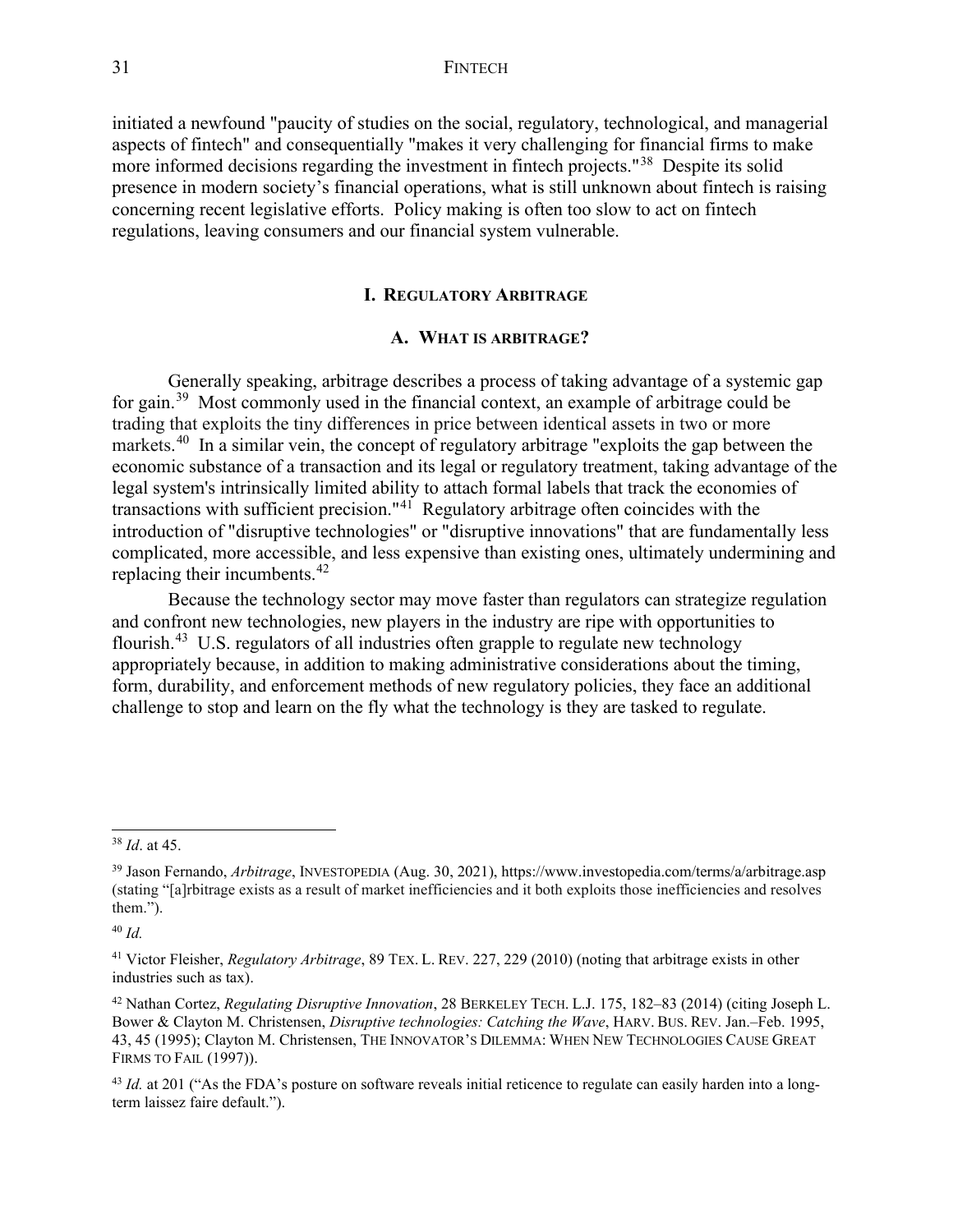initiated a newfound "paucity of studies on the social, regulatory, technological, and managerial aspects of fintech" and consequentially "makes it very challenging for financial firms to make more informed decisions regarding the investment in fintech projects."[38] Despite its solid presence in modern society's financial operations, what is still unknown about fintech is raising concerning recent legislative efforts. Policy making is often too slow to act on fintech regulations, leaving consumers and our financial system vulnerable.

## I. REGULATORY ARBITRAGE

### A. WHAT IS ARBITRAGE?

Generally speaking, arbitrage describes a process of taking advantage of a systemic gap for gain.[39] Most commonly used in the financial context, an example of arbitrage could be trading that exploits the tiny differences in price between identical assets in two or more markets.[40] In a similar vein, the concept of regulatory arbitrage "exploits the gap between the economic substance of a transaction and its legal or regulatory treatment, taking advantage of the legal system's intrinsically limited ability to attach formal labels that track the economies of transactions with sufficient precision."[41] Regulatory arbitrage often coincides with the introduction of "disruptive technologies" or "disruptive innovations" that are fundamentally less complicated, more accessible, and less expensive than existing ones, ultimately undermining and replacing their incumbents.[42]

Because the technology sector may move faster than regulators can strategize regulation and confront new technologies, new players in the industry are ripe with opportunities to flourish.[43] U.S. regulators of all industries often grapple to regulate new technology appropriately because, in addition to making administrative considerations about the timing, form, durability, and enforcement methods of new regulatory policies, they face an additional challenge to stop and learn on the fly what the technology is they are tasked to regulate.

---

[38] *Id*. at 45.

[39] Jason Fernando, *Arbitrage*, INVESTOPEDIA (Aug. 30, 2021), https://www.investopedia.com/terms/a/arbitrage.asp (stating "[a]rbitrage exists as a result of market inefficiencies and it both exploits those inefficiencies and resolves them.").

[40] *Id.*

[41] Victor Fleisher, *Regulatory Arbitrage*, 89 TEX. L. REV. 227, 229 (2010) (noting that arbitrage exists in other industries such as tax).

[42] Nathan Cortez, *Regulating Disruptive Innovation*, 28 BERKELEY TECH. L.J. 175, 182–83 (2014) (citing Joseph L. Bower & Clayton M. Christensen, *Disruptive technologies: Catching the Wave*, HARV. BUS. REV. Jan.–Feb. 1995, 43, 45 (1995); Clayton M. Christensen, THE INNOVATOR'S DILEMMA: WHEN NEW TECHNOLOGIES CAUSE GREAT FIRMS TO FAIL (1997)).

[43] *Id.* at 201 ("As the FDA's posture on software reveals initial reticence to regulate can easily harden into a long-term laissez faire default.").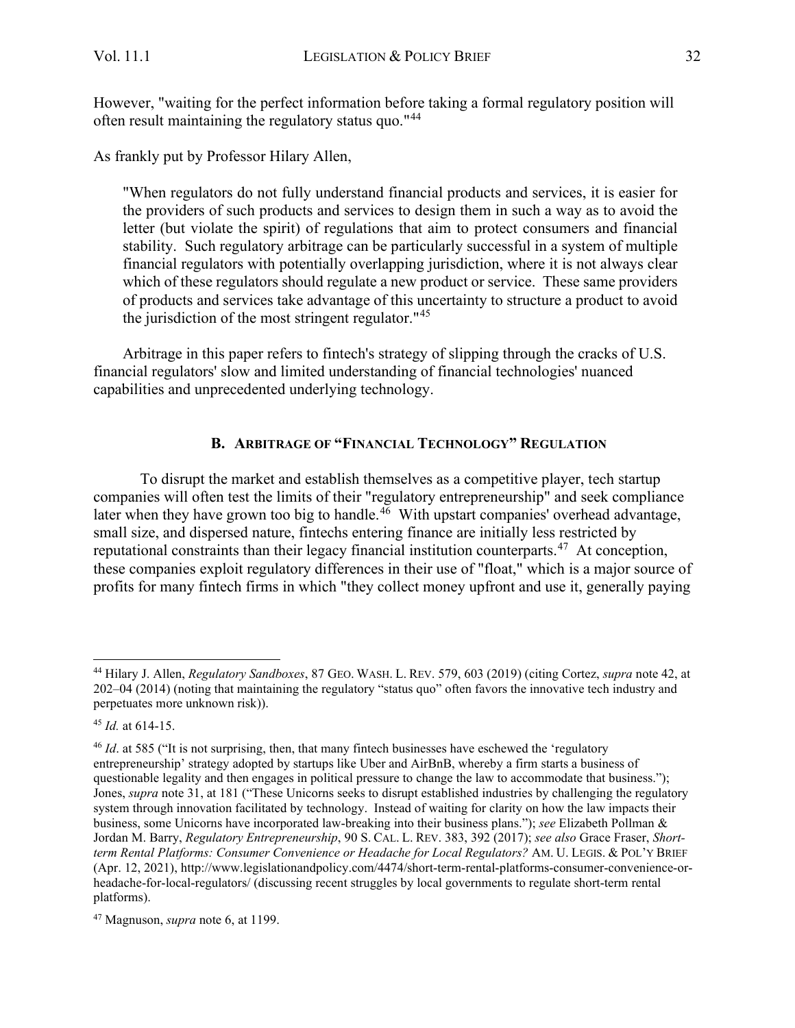However, "waiting for the perfect information before taking a formal regulatory position will often result maintaining the regulatory status quo."[44]

As frankly put by Professor Hilary Allen,

> "When regulators do not fully understand financial products and services, it is easier for the providers of such products and services to design them in such a way as to avoid the letter (but violate the spirit) of regulations that aim to protect consumers and financial stability. Such regulatory arbitrage can be particularly successful in a system of multiple financial regulators with potentially overlapping jurisdiction, where it is not always clear which of these regulators should regulate a new product or service. These same providers of products and services take advantage of this uncertainty to structure a product to avoid the jurisdiction of the most stringent regulator."[45]

Arbitrage in this paper refers to fintech's strategy of slipping through the cracks of U.S. financial regulators' slow and limited understanding of financial technologies' nuanced capabilities and unprecedented underlying technology.

### B. ARBITRAGE OF "FINANCIAL TECHNOLOGY" REGULATION

To disrupt the market and establish themselves as a competitive player, tech startup companies will often test the limits of their "regulatory entrepreneurship" and seek compliance later when they have grown too big to handle.[46] With upstart companies' overhead advantage, small size, and dispersed nature, fintechs entering finance are initially less restricted by reputational constraints than their legacy financial institution counterparts.[47] At conception, these companies exploit regulatory differences in their use of "float," which is a major source of profits for many fintech firms in which "they collect money upfront and use it, generally paying

---

[44] Hilary J. Allen, *Regulatory Sandboxes*, 87 GEO. WASH. L. REV. 579, 603 (2019) (citing Cortez, *supra* note 42, at 202–04 (2014) (noting that maintaining the regulatory "status quo" often favors the innovative tech industry and perpetuates more unknown risk)).

[45] *Id.* at 614-15.

[46] *Id*. at 585 ("It is not surprising, then, that many fintech businesses have eschewed the 'regulatory entrepreneurship' strategy adopted by startups like Uber and AirBnB, whereby a firm starts a business of questionable legality and then engages in political pressure to change the law to accommodate that business."); Jones, *supra* note 31, at 181 ("These Unicorns seeks to disrupt established industries by challenging the regulatory system through innovation facilitated by technology. Instead of waiting for clarity on how the law impacts their business, some Unicorns have incorporated law-breaking into their business plans."); *see* Elizabeth Pollman & Jordan M. Barry, *Regulatory Entrepreneurship*, 90 S. CAL. L. REV. 383, 392 (2017); *see also* Grace Fraser, *Short-term Rental Platforms: Consumer Convenience or Headache for Local Regulators?* AM. U. LEGIS. & POL'Y BRIEF (Apr. 12, 2021), http://www.legislationandpolicy.com/4474/short-term-rental-platforms-consumer-convenience-or-headache-for-local-regulators/ (discussing recent struggles by local governments to regulate short-term rental platforms).

[47] Magnuson, *supra* note 6, at 1199.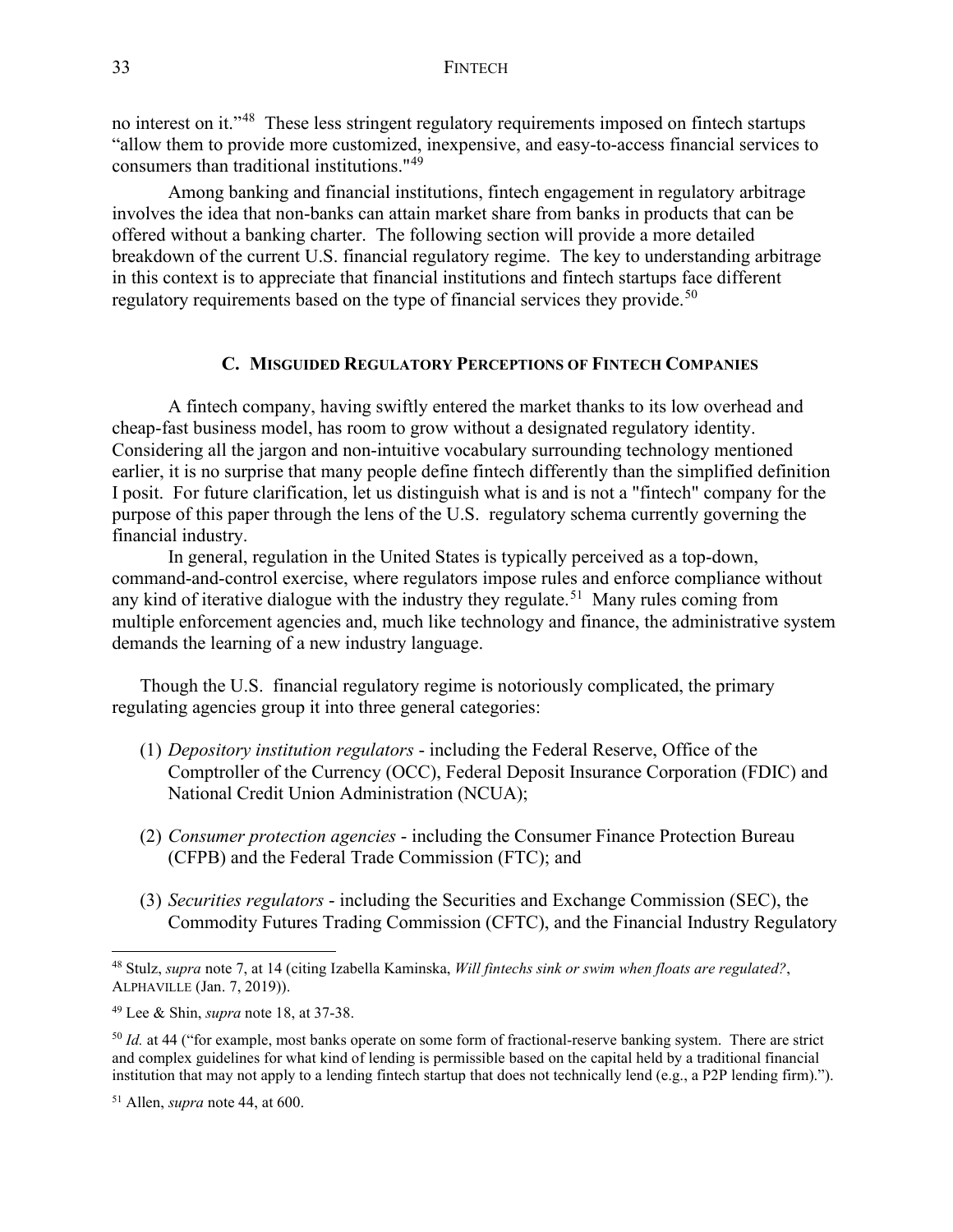no interest on it."[48] These less stringent regulatory requirements imposed on fintech startups "allow them to provide more customized, inexpensive, and easy-to-access financial services to consumers than traditional institutions."[49]

Among banking and financial institutions, fintech engagement in regulatory arbitrage involves the idea that non-banks can attain market share from banks in products that can be offered without a banking charter. The following section will provide a more detailed breakdown of the current U.S. financial regulatory regime. The key to understanding arbitrage in this context is to appreciate that financial institutions and fintech startups face different regulatory requirements based on the type of financial services they provide.[50]

### C. MISGUIDED REGULATORY PERCEPTIONS OF FINTECH COMPANIES

A fintech company, having swiftly entered the market thanks to its low overhead and cheap-fast business model, has room to grow without a designated regulatory identity. Considering all the jargon and non-intuitive vocabulary surrounding technology mentioned earlier, it is no surprise that many people define fintech differently than the simplified definition I posit. For future clarification, let us distinguish what is and is not a "fintech" company for the purpose of this paper through the lens of the U.S. regulatory schema currently governing the financial industry.

In general, regulation in the United States is typically perceived as a top-down, command-and-control exercise, where regulators impose rules and enforce compliance without any kind of iterative dialogue with the industry they regulate.[51] Many rules coming from multiple enforcement agencies and, much like technology and finance, the administrative system demands the learning of a new industry language.

Though the U.S. financial regulatory regime is notoriously complicated, the primary regulating agencies group it into three general categories:

(1) *Depository institution regulators* - including the Federal Reserve, Office of the Comptroller of the Currency (OCC), Federal Deposit Insurance Corporation (FDIC) and National Credit Union Administration (NCUA);

(2) *Consumer protection agencies* - including the Consumer Finance Protection Bureau (CFPB) and the Federal Trade Commission (FTC); and

(3) *Securities regulators* - including the Securities and Exchange Commission (SEC), the Commodity Futures Trading Commission (CFTC), and the Financial Industry Regulatory

---

[48] Stulz, *supra* note 7, at 14 (citing Izabella Kaminska, *Will fintechs sink or swim when floats are regulated?*, ALPHAVILLE (Jan. 7, 2019)).

[49] Lee & Shin, *supra* note 18, at 37-38.

[50] *Id.* at 44 ("for example, most banks operate on some form of fractional-reserve banking system. There are strict and complex guidelines for what kind of lending is permissible based on the capital held by a traditional financial institution that may not apply to a lending fintech startup that does not technically lend (e.g., a P2P lending firm).").

[51] Allen, *supra* note 44, at 600.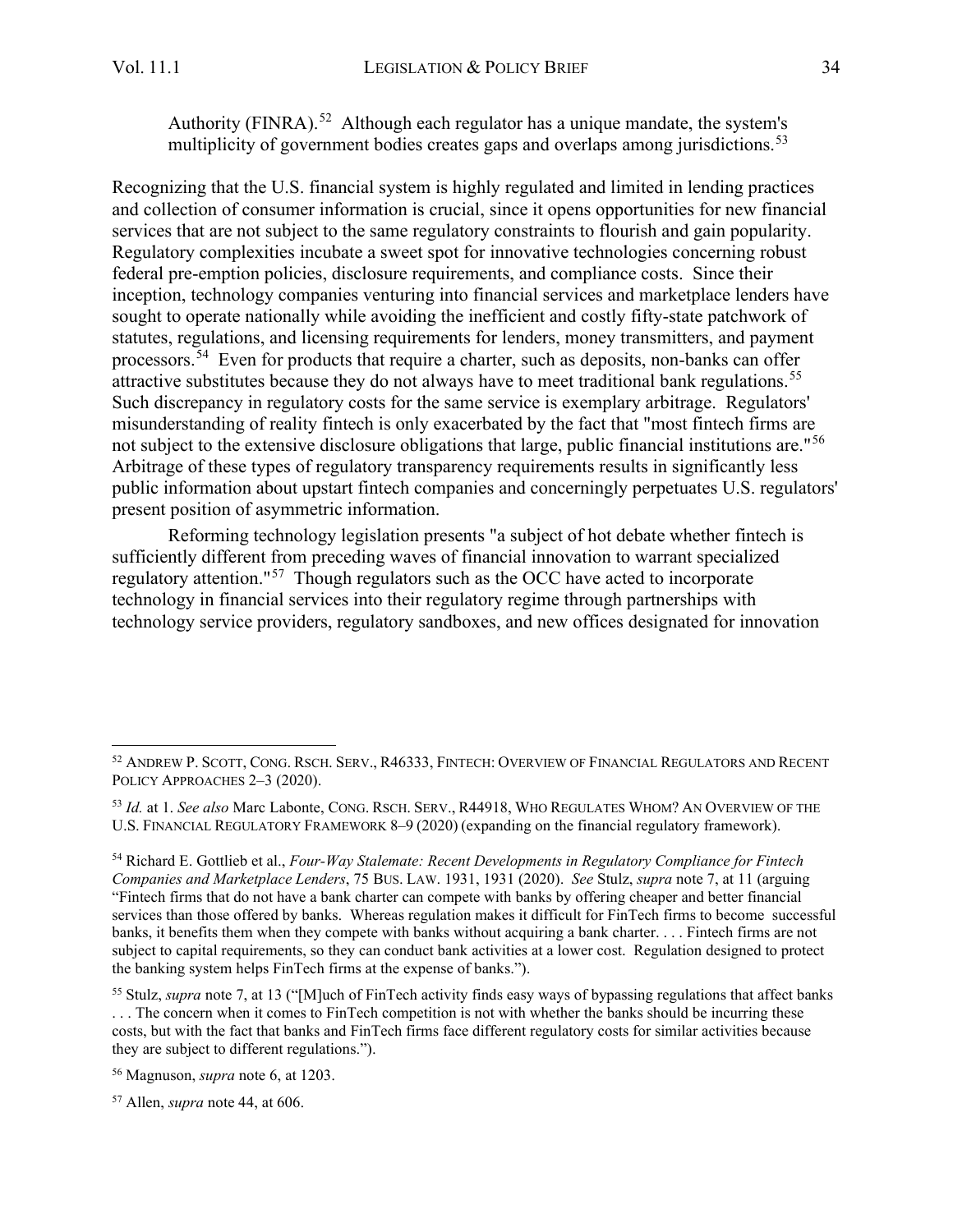Authority (FINRA).[52] Although each regulator has a unique mandate, the system's multiplicity of government bodies creates gaps and overlaps among jurisdictions.[53]

Recognizing that the U.S. financial system is highly regulated and limited in lending practices and collection of consumer information is crucial, since it opens opportunities for new financial services that are not subject to the same regulatory constraints to flourish and gain popularity. Regulatory complexities incubate a sweet spot for innovative technologies concerning robust federal pre-emption policies, disclosure requirements, and compliance costs. Since their inception, technology companies venturing into financial services and marketplace lenders have sought to operate nationally while avoiding the inefficient and costly fifty-state patchwork of statutes, regulations, and licensing requirements for lenders, money transmitters, and payment processors.[54] Even for products that require a charter, such as deposits, non-banks can offer attractive substitutes because they do not always have to meet traditional bank regulations.[55] Such discrepancy in regulatory costs for the same service is exemplary arbitrage. Regulators' misunderstanding of reality fintech is only exacerbated by the fact that "most fintech firms are not subject to the extensive disclosure obligations that large, public financial institutions are."[56] Arbitrage of these types of regulatory transparency requirements results in significantly less public information about upstart fintech companies and concerningly perpetuates U.S. regulators' present position of asymmetric information.

Reforming technology legislation presents "a subject of hot debate whether fintech is sufficiently different from preceding waves of financial innovation to warrant specialized regulatory attention."[57] Though regulators such as the OCC have acted to incorporate technology in financial services into their regulatory regime through partnerships with technology service providers, regulatory sandboxes, and new offices designated for innovation

---

[52] ANDREW P. SCOTT, CONG. RSCH. SERV., R46333, FINTECH: OVERVIEW OF FINANCIAL REGULATORS AND RECENT POLICY APPROACHES 2–3 (2020).

[53] *Id.* at 1. *See also* Marc Labonte, CONG. RSCH. SERV., R44918, WHO REGULATES WHOM? AN OVERVIEW OF THE U.S. FINANCIAL REGULATORY FRAMEWORK 8–9 (2020) (expanding on the financial regulatory framework).

[54] Richard E. Gottlieb et al., *Four-Way Stalemate: Recent Developments in Regulatory Compliance for Fintech Companies and Marketplace Lenders*, 75 BUS. LAW. 1931, 1931 (2020). *See* Stulz, *supra* note 7, at 11 (arguing "Fintech firms that do not have a bank charter can compete with banks by offering cheaper and better financial services than those offered by banks. Whereas regulation makes it difficult for FinTech firms to become successful banks, it benefits them when they compete with banks without acquiring a bank charter. . . . Fintech firms are not subject to capital requirements, so they can conduct bank activities at a lower cost. Regulation designed to protect the banking system helps FinTech firms at the expense of banks.").

[55] Stulz, *supra* note 7, at 13 ("[M]uch of FinTech activity finds easy ways of bypassing regulations that affect banks . . . The concern when it comes to FinTech competition is not with whether the banks should be incurring these costs, but with the fact that banks and FinTech firms face different regulatory costs for similar activities because they are subject to different regulations.").

[56] Magnuson, *supra* note 6, at 1203.

[57] Allen, *supra* note 44, at 606.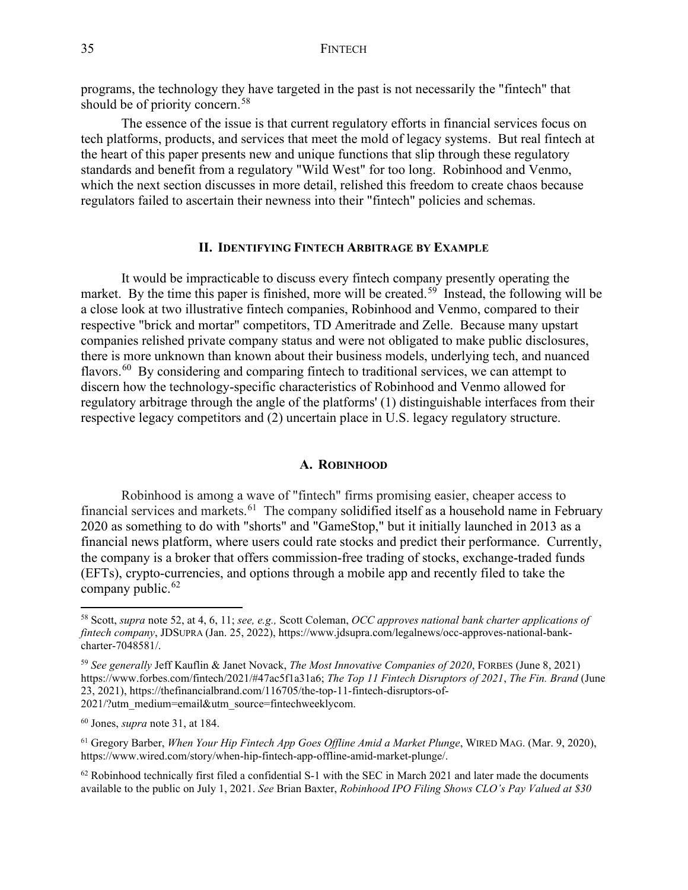programs, the technology they have targeted in the past is not necessarily the "fintech" that should be of priority concern.[58]

The essence of the issue is that current regulatory efforts in financial services focus on tech platforms, products, and services that meet the mold of legacy systems. But real fintech at the heart of this paper presents new and unique functions that slip through these regulatory standards and benefit from a regulatory "Wild West" for too long. Robinhood and Venmo, which the next section discusses in more detail, relished this freedom to create chaos because regulators failed to ascertain their newness into their "fintech" policies and schemas.

## II. Identifying Fintech Arbitrage by Example

It would be impracticable to discuss every fintech company presently operating the market. By the time this paper is finished, more will be created.[59] Instead, the following will be a close look at two illustrative fintech companies, Robinhood and Venmo, compared to their respective "brick and mortar" competitors, TD Ameritrade and Zelle. Because many upstart companies relished private company status and were not obligated to make public disclosures, there is more unknown than known about their business models, underlying tech, and nuanced flavors.[60] By considering and comparing fintech to traditional services, we can attempt to discern how the technology-specific characteristics of Robinhood and Venmo allowed for regulatory arbitrage through the angle of the platforms' (1) distinguishable interfaces from their respective legacy competitors and (2) uncertain place in U.S. legacy regulatory structure.

### A. Robinhood

Robinhood is among a wave of "fintech" firms promising easier, cheaper access to financial services and markets.[61] The company solidified itself as a household name in February 2020 as something to do with "shorts" and "GameStop," but it initially launched in 2013 as a financial news platform, where users could rate stocks and predict their performance. Currently, the company is a broker that offers commission-free trading of stocks, exchange-traded funds (EFTs), crypto-currencies, and options through a mobile app and recently filed to take the company public.[62]

---

[58] Scott, *supra* note 52, at 4, 6, 11; *see, e.g.,* Scott Coleman, *OCC approves national bank charter applications of fintech company*, JDSUPRA (Jan. 25, 2022), https://www.jdsupra.com/legalnews/occ-approves-national-bank-charter-7048581/.

[59] *See generally* Jeff Kauflin & Janet Novack, *The Most Innovative Companies of 2020*, FORBES (June 8, 2021) https://www.forbes.com/fintech/2021/#47ac5f1a31a6; *The Top 11 Fintech Disruptors of 2021*, *The Fin. Brand* (June 23, 2021), https://thefinancialbrand.com/116705/the-top-11-fintech-disruptors-of-2021/?utm_medium=email&utm_source=fintechweeklycom.

[60] Jones, *supra* note 31, at 184.

[61] Gregory Barber, *When Your Hip Fintech App Goes Offline Amid a Market Plunge*, WIRED MAG. (Mar. 9, 2020), https://www.wired.com/story/when-hip-fintech-app-goes-offline-amid-market-plunge/.

[62] Robinhood technically first filed a confidential S-1 with the SEC in March 2021 and later made the documents available to the public on July 1, 2021. *See* Brian Baxter, *Robinhood IPO Filing Shows CLO's Pay Valued at $30*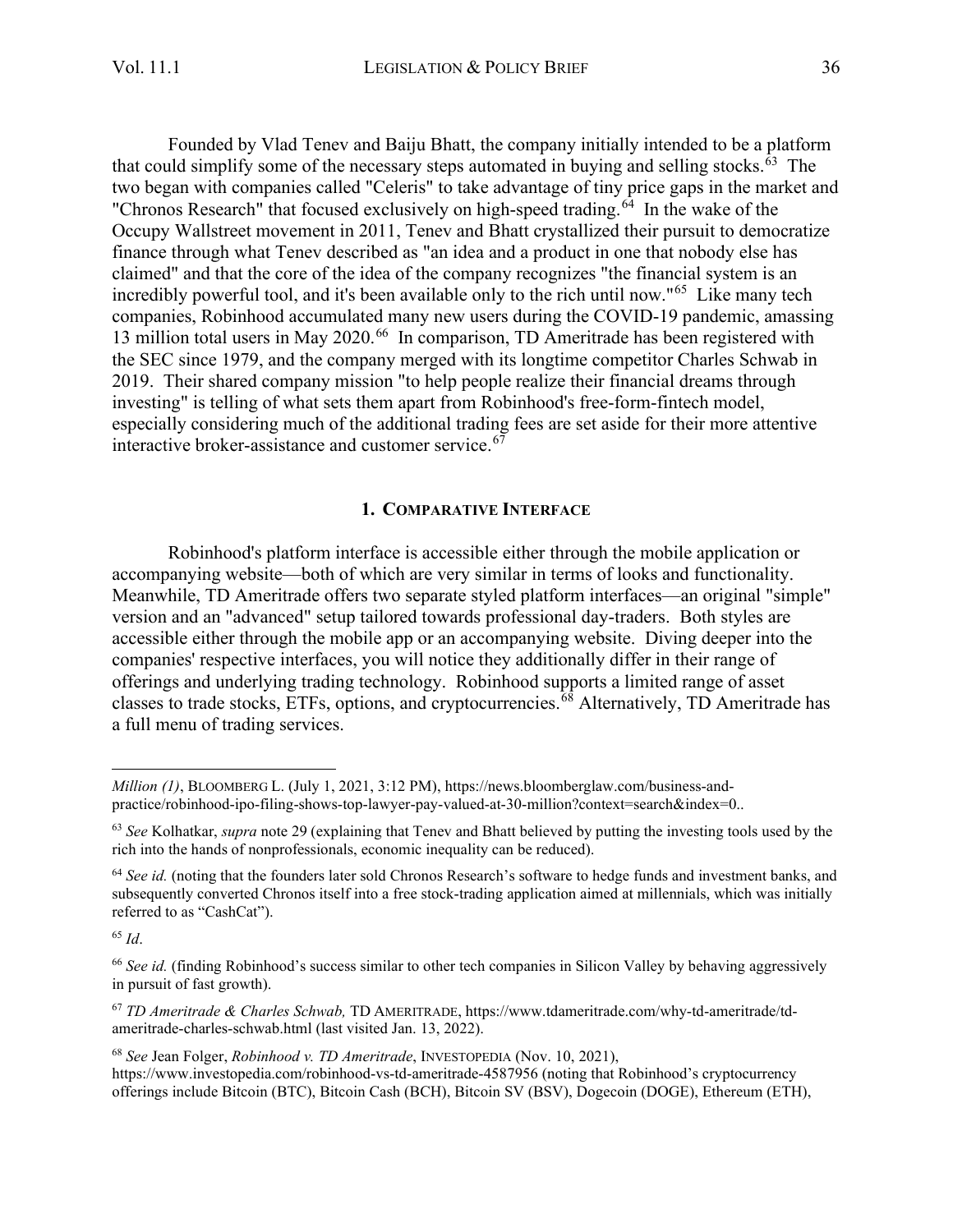Founded by Vlad Tenev and Baiju Bhatt, the company initially intended to be a platform that could simplify some of the necessary steps automated in buying and selling stocks.[63] The two began with companies called "Celeris" to take advantage of tiny price gaps in the market and "Chronos Research" that focused exclusively on high-speed trading.[64] In the wake of the Occupy Wallstreet movement in 2011, Tenev and Bhatt crystallized their pursuit to democratize finance through what Tenev described as "an idea and a product in one that nobody else has claimed" and that the core of the idea of the company recognizes "the financial system is an incredibly powerful tool, and it's been available only to the rich until now."[65] Like many tech companies, Robinhood accumulated many new users during the COVID-19 pandemic, amassing 13 million total users in May 2020.[66] In comparison, TD Ameritrade has been registered with the SEC since 1979, and the company merged with its longtime competitor Charles Schwab in 2019. Their shared company mission "to help people realize their financial dreams through investing" is telling of what sets them apart from Robinhood's free-form-fintech model, especially considering much of the additional trading fees are set aside for their more attentive interactive broker-assistance and customer service.[67]

### 1. Comparative Interface

Robinhood's platform interface is accessible either through the mobile application or accompanying website—both of which are very similar in terms of looks and functionality. Meanwhile, TD Ameritrade offers two separate styled platform interfaces—an original "simple" version and an "advanced" setup tailored towards professional day-traders. Both styles are accessible either through the mobile app or an accompanying website. Diving deeper into the companies' respective interfaces, you will notice they additionally differ in their range of offerings and underlying trading technology. Robinhood supports a limited range of asset classes to trade stocks, ETFs, options, and cryptocurrencies.[68] Alternatively, TD Ameritrade has a full menu of trading services.

---

*Million (1)*, Bloomberg L. (July 1, 2021, 3:12 PM), https://news.bloomberglaw.com/business-and-practice/robinhood-ipo-filing-shows-top-lawyer-pay-valued-at-30-million?context=search&index=0..

[63] *See* Kolhatkar, *supra* note 29 (explaining that Tenev and Bhatt believed by putting the investing tools used by the rich into the hands of nonprofessionals, economic inequality can be reduced).

[64] *See id.* (noting that the founders later sold Chronos Research's software to hedge funds and investment banks, and subsequently converted Chronos itself into a free stock-trading application aimed at millennials, which was initially referred to as "CashCat").

[65] *Id*.

[66] *See id.* (finding Robinhood's success similar to other tech companies in Silicon Valley by behaving aggressively in pursuit of fast growth).

[67] *TD Ameritrade & Charles Schwab,* TD Ameritrade, https://www.tdameritrade.com/why-td-ameritrade/td-ameritrade-charles-schwab.html (last visited Jan. 13, 2022).

[68] *See* Jean Folger, *Robinhood v. TD Ameritrade*, Investopedia (Nov. 10, 2021), https://www.investopedia.com/robinhood-vs-td-ameritrade-4587956 (noting that Robinhood's cryptocurrency offerings include Bitcoin (BTC), Bitcoin Cash (BCH), Bitcoin SV (BSV), Dogecoin (DOGE), Ethereum (ETH),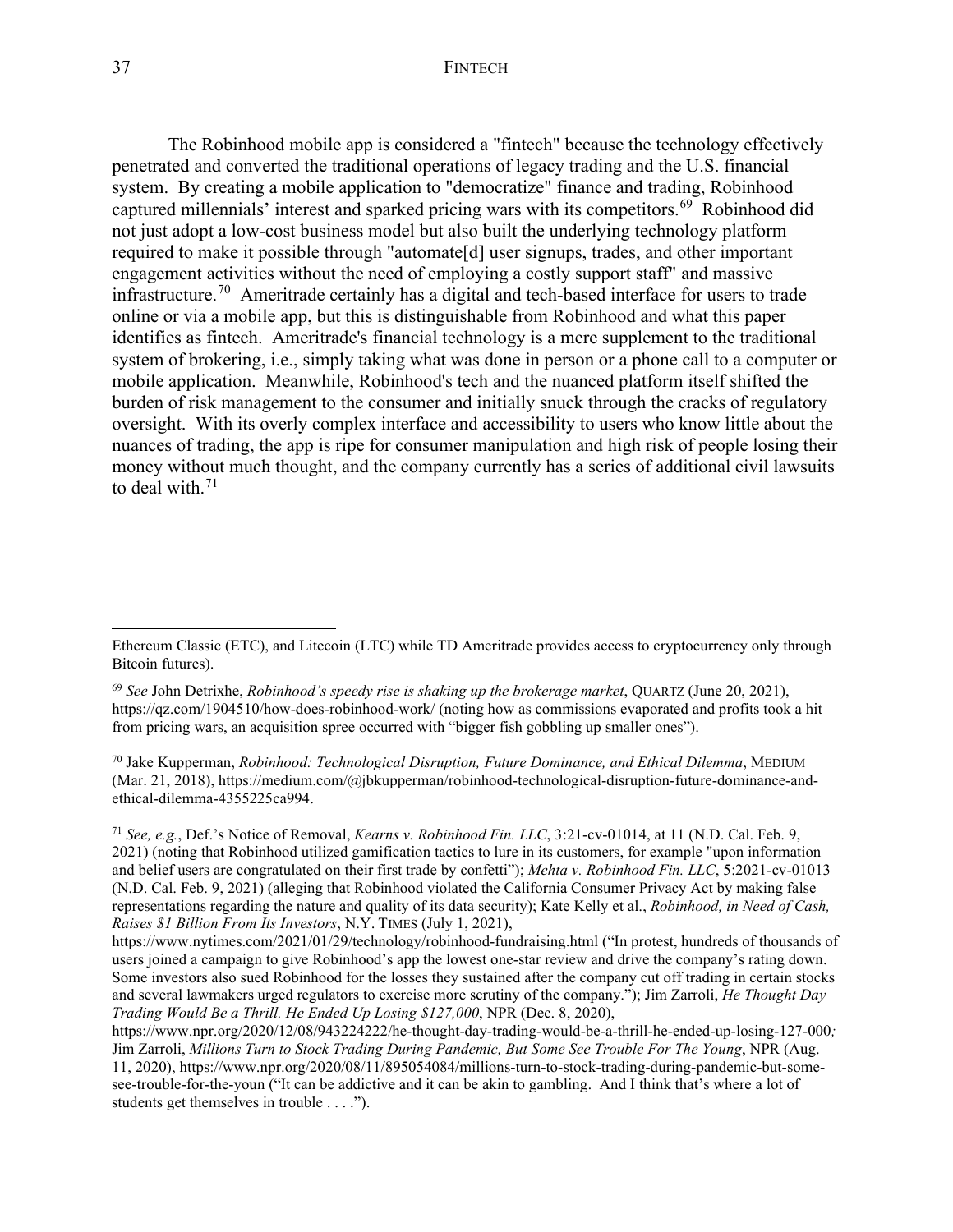The Robinhood mobile app is considered a "fintech" because the technology effectively penetrated and converted the traditional operations of legacy trading and the U.S. financial system. By creating a mobile application to "democratize" finance and trading, Robinhood captured millennials' interest and sparked pricing wars with its competitors.[69] Robinhood did not just adopt a low-cost business model but also built the underlying technology platform required to make it possible through "automate[d] user signups, trades, and other important engagement activities without the need of employing a costly support staff" and massive infrastructure.[70] Ameritrade certainly has a digital and tech-based interface for users to trade online or via a mobile app, but this is distinguishable from Robinhood and what this paper identifies as fintech. Ameritrade's financial technology is a mere supplement to the traditional system of brokering, i.e., simply taking what was done in person or a phone call to a computer or mobile application. Meanwhile, Robinhood's tech and the nuanced platform itself shifted the burden of risk management to the consumer and initially snuck through the cracks of regulatory oversight. With its overly complex interface and accessibility to users who know little about the nuances of trading, the app is ripe for consumer manipulation and high risk of people losing their money without much thought, and the company currently has a series of additional civil lawsuits to deal with.[71]

---

Ethereum Classic (ETC), and Litecoin (LTC) while TD Ameritrade provides access to cryptocurrency only through Bitcoin futures).

[69] *See* John Detrixhe, *Robinhood's speedy rise is shaking up the brokerage market*, QUARTZ (June 20, 2021), https://qz.com/1904510/how-does-robinhood-work/ (noting how as commissions evaporated and profits took a hit from pricing wars, an acquisition spree occurred with "bigger fish gobbling up smaller ones").

[70] Jake Kupperman, *Robinhood: Technological Disruption, Future Dominance, and Ethical Dilemma*, MEDIUM (Mar. 21, 2018), https://medium.com/@jbkupperman/robinhood-technological-disruption-future-dominance-and-ethical-dilemma-4355225ca994.

[71] *See, e.g.*, Def.'s Notice of Removal, *Kearns v. Robinhood Fin. LLC*, 3:21-cv-01014, at 11 (N.D. Cal. Feb. 9, 2021) (noting that Robinhood utilized gamification tactics to lure in its customers, for example "upon information and belief users are congratulated on their first trade by confetti"); *Mehta v. Robinhood Fin. LLC*, 5:2021-cv-01013 (N.D. Cal. Feb. 9, 2021) (alleging that Robinhood violated the California Consumer Privacy Act by making false representations regarding the nature and quality of its data security); Kate Kelly et al., *Robinhood, in Need of Cash, Raises $1 Billion From Its Investors*, N.Y. TIMES (July 1, 2021), https://www.nytimes.com/2021/01/29/technology/robinhood-fundraising.html ("In protest, hundreds of thousands of users joined a campaign to give Robinhood's app the lowest one-star review and drive the company's rating down. Some investors also sued Robinhood for the losses they sustained after the company cut off trading in certain stocks and several lawmakers urged regulators to exercise more scrutiny of the company."); Jim Zarroli, *He Thought Day Trading Would Be a Thrill. He Ended Up Losing $127,000*, NPR (Dec. 8, 2020), https://www.npr.org/2020/12/08/943224222/he-thought-day-trading-would-be-a-thrill-he-ended-up-losing-127-000; Jim Zarroli, *Millions Turn to Stock Trading During Pandemic, But Some See Trouble For The Young*, NPR (Aug. 11, 2020), https://www.npr.org/2020/08/11/895054084/millions-turn-to-stock-trading-during-pandemic-but-some-see-trouble-for-the-youn ("It can be addictive and it can be akin to gambling. And I think that's where a lot of students get themselves in trouble . . . .").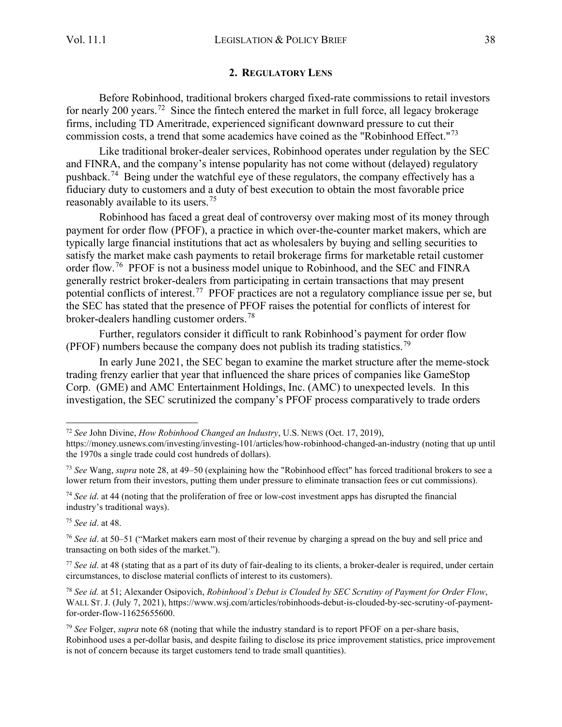## 2. REGULATORY LENS

Before Robinhood, traditional brokers charged fixed-rate commissions to retail investors for nearly 200 years.[72] Since the fintech entered the market in full force, all legacy brokerage firms, including TD Ameritrade, experienced significant downward pressure to cut their commission costs, a trend that some academics have coined as the "Robinhood Effect."[73]

Like traditional broker-dealer services, Robinhood operates under regulation by the SEC and FINRA, and the company's intense popularity has not come without (delayed) regulatory pushback.[74] Being under the watchful eye of these regulators, the company effectively has a fiduciary duty to customers and a duty of best execution to obtain the most favorable price reasonably available to its users.[75]

Robinhood has faced a great deal of controversy over making most of its money through payment for order flow (PFOF), a practice in which over-the-counter market makers, which are typically large financial institutions that act as wholesalers by buying and selling securities to satisfy the market make cash payments to retail brokerage firms for marketable retail customer order flow.[76] PFOF is not a business model unique to Robinhood, and the SEC and FINRA generally restrict broker-dealers from participating in certain transactions that may present potential conflicts of interest.[77] PFOF practices are not a regulatory compliance issue per se, but the SEC has stated that the presence of PFOF raises the potential for conflicts of interest for broker-dealers handling customer orders.[78]

Further, regulators consider it difficult to rank Robinhood's payment for order flow (PFOF) numbers because the company does not publish its trading statistics.[79]

In early June 2021, the SEC began to examine the market structure after the meme-stock trading frenzy earlier that year that influenced the share prices of companies like GameStop Corp. (GME) and AMC Entertainment Holdings, Inc. (AMC) to unexpected levels. In this investigation, the SEC scrutinized the company's PFOF process comparatively to trade orders

---

[72] *See* John Divine, *How Robinhood Changed an Industry*, U.S. NEWS (Oct. 17, 2019), https://money.usnews.com/investing/investing-101/articles/how-robinhood-changed-an-industry (noting that up until the 1970s a single trade could cost hundreds of dollars).

[73] *See* Wang, *supra* note 28, at 49–50 (explaining how the "Robinhood effect" has forced traditional brokers to see a lower return from their investors, putting them under pressure to eliminate transaction fees or cut commissions).

[74] *See id*. at 44 (noting that the proliferation of free or low-cost investment apps has disrupted the financial industry's traditional ways).

[75] *See id*. at 48.

[76] *See id*. at 50–51 ("Market makers earn most of their revenue by charging a spread on the buy and sell price and transacting on both sides of the market.").

[77] *See id*. at 48 (stating that as a part of its duty of fair-dealing to its clients, a broker-dealer is required, under certain circumstances, to disclose material conflicts of interest to its customers).

[78] *See id.* at 51; Alexander Osipovich, *Robinhood's Debut is Clouded by SEC Scrutiny of Payment for Order Flow*, WALL ST. J. (July 7, 2021), https://www.wsj.com/articles/robinhoods-debut-is-clouded-by-sec-scrutiny-of-payment-for-order-flow-11625655600.

[79] *See* Folger, *supra* note 68 (noting that while the industry standard is to report PFOF on a per-share basis, Robinhood uses a per-dollar basis, and despite failing to disclose its price improvement statistics, price improvement is not of concern because its target customers tend to trade small quantities).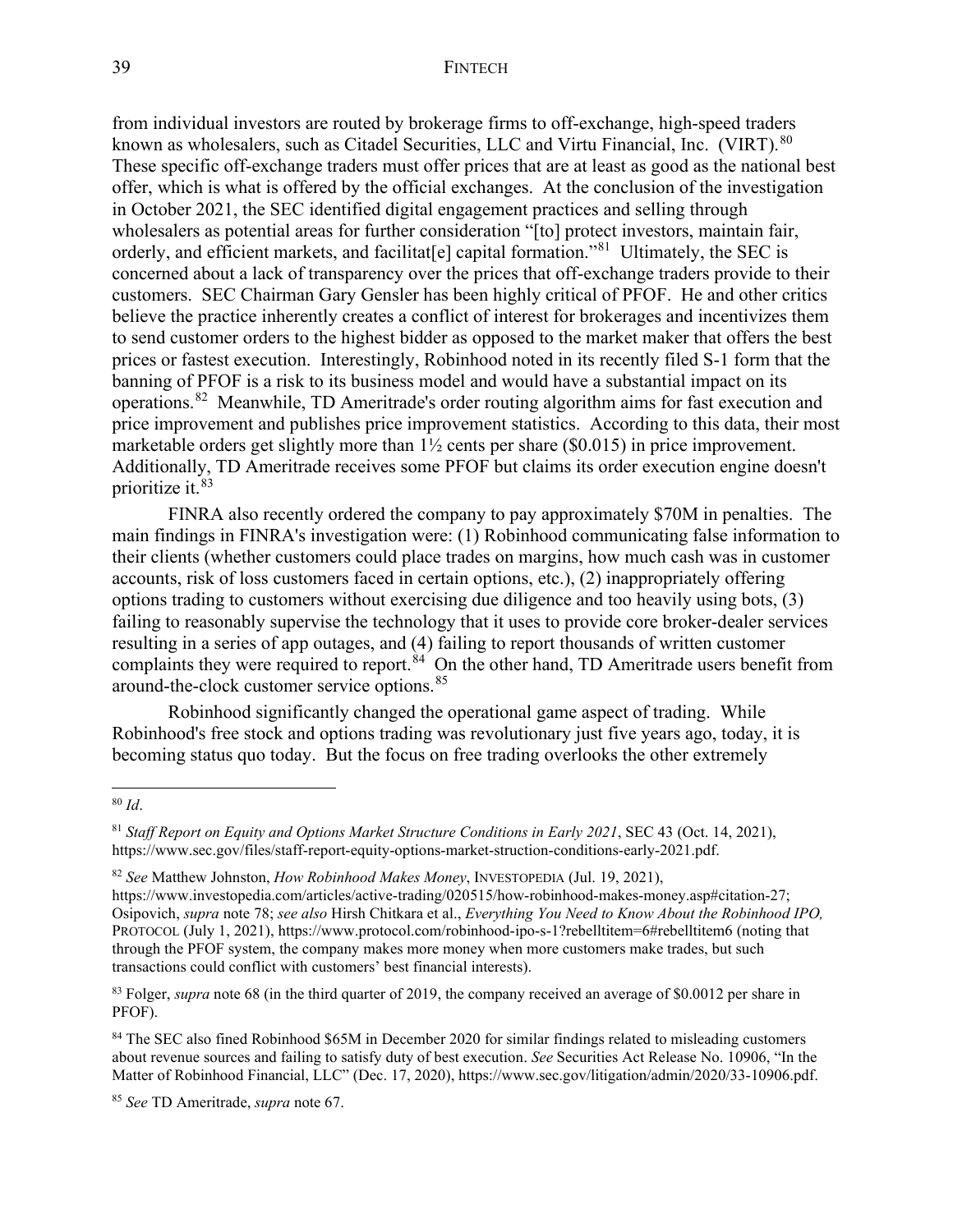from individual investors are routed by brokerage firms to off-exchange, high-speed traders known as wholesalers, such as Citadel Securities, LLC and Virtu Financial, Inc. (VIRT).[80] These specific off-exchange traders must offer prices that are at least as good as the national best offer, which is what is offered by the official exchanges. At the conclusion of the investigation in October 2021, the SEC identified digital engagement practices and selling through wholesalers as potential areas for further consideration "[to] protect investors, maintain fair, orderly, and efficient markets, and facilitat[e] capital formation."[81] Ultimately, the SEC is concerned about a lack of transparency over the prices that off-exchange traders provide to their customers. SEC Chairman Gary Gensler has been highly critical of PFOF. He and other critics believe the practice inherently creates a conflict of interest for brokerages and incentivizes them to send customer orders to the highest bidder as opposed to the market maker that offers the best prices or fastest execution. Interestingly, Robinhood noted in its recently filed S-1 form that the banning of PFOF is a risk to its business model and would have a substantial impact on its operations.[82] Meanwhile, TD Ameritrade's order routing algorithm aims for fast execution and price improvement and publishes price improvement statistics. According to this data, their most marketable orders get slightly more than 1½ cents per share ($0.015) in price improvement. Additionally, TD Ameritrade receives some PFOF but claims its order execution engine doesn't prioritize it.[83]

FINRA also recently ordered the company to pay approximately $70M in penalties. The main findings in FINRA's investigation were: (1) Robinhood communicating false information to their clients (whether customers could place trades on margins, how much cash was in customer accounts, risk of loss customers faced in certain options, etc.), (2) inappropriately offering options trading to customers without exercising due diligence and too heavily using bots, (3) failing to reasonably supervise the technology that it uses to provide core broker-dealer services resulting in a series of app outages, and (4) failing to report thousands of written customer complaints they were required to report.[84] On the other hand, TD Ameritrade users benefit from around-the-clock customer service options.[85]

Robinhood significantly changed the operational game aspect of trading. While Robinhood's free stock and options trading was revolutionary just five years ago, today, it is becoming status quo today. But the focus on free trading overlooks the other extremely

---

[80] *Id*.

[81] *Staff Report on Equity and Options Market Structure Conditions in Early 2021*, SEC 43 (Oct. 14, 2021), https://www.sec.gov/files/staff-report-equity-options-market-struction-conditions-early-2021.pdf.

[82] *See* Matthew Johnston, *How Robinhood Makes Money*, INVESTOPEDIA (Jul. 19, 2021), https://www.investopedia.com/articles/active-trading/020515/how-robinhood-makes-money.asp#citation-27; Osipovich, *supra* note 78; *see also* Hirsh Chitkara et al., *Everything You Need to Know About the Robinhood IPO,* PROTOCOL (July 1, 2021), https://www.protocol.com/robinhood-ipo-s-1?rebelltitem=6#rebelltitem6 (noting that through the PFOF system, the company makes more money when more customers make trades, but such transactions could conflict with customers' best financial interests).

[83] Folger, *supra* note 68 (in the third quarter of 2019, the company received an average of $0.0012 per share in PFOF).

[84] The SEC also fined Robinhood $65M in December 2020 for similar findings related to misleading customers about revenue sources and failing to satisfy duty of best execution. *See* Securities Act Release No. 10906, "In the Matter of Robinhood Financial, LLC" (Dec. 17, 2020), https://www.sec.gov/litigation/admin/2020/33-10906.pdf.

[85] *See* TD Ameritrade, *supra* note 67.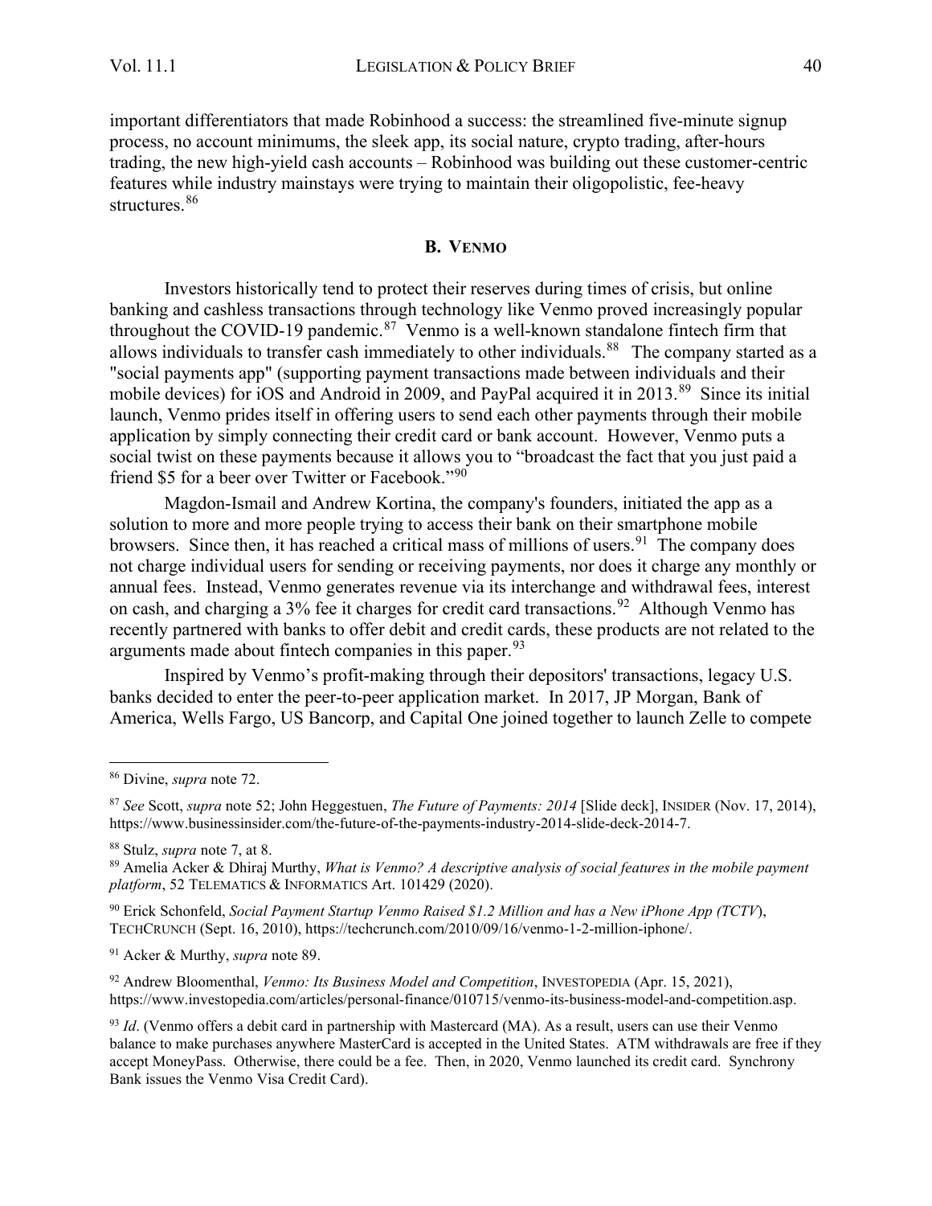important differentiators that made Robinhood a success: the streamlined five-minute signup process, no account minimums, the sleek app, its social nature, crypto trading, after-hours trading, the new high-yield cash accounts – Robinhood was building out these customer-centric features while industry mainstays were trying to maintain their oligopolistic, fee-heavy structures.[86]

### B. Venmo

Investors historically tend to protect their reserves during times of crisis, but online banking and cashless transactions through technology like Venmo proved increasingly popular throughout the COVID-19 pandemic.[87] Venmo is a well-known standalone fintech firm that allows individuals to transfer cash immediately to other individuals.[88] The company started as a "social payments app" (supporting payment transactions made between individuals and their mobile devices) for iOS and Android in 2009, and PayPal acquired it in 2013.[89] Since its initial launch, Venmo prides itself in offering users to send each other payments through their mobile application by simply connecting their credit card or bank account. However, Venmo puts a social twist on these payments because it allows you to "broadcast the fact that you just paid a friend $5 for a beer over Twitter or Facebook."[90]

Magdon-Ismail and Andrew Kortina, the company's founders, initiated the app as a solution to more and more people trying to access their bank on their smartphone mobile browsers. Since then, it has reached a critical mass of millions of users.[91] The company does not charge individual users for sending or receiving payments, nor does it charge any monthly or annual fees. Instead, Venmo generates revenue via its interchange and withdrawal fees, interest on cash, and charging a 3% fee it charges for credit card transactions.[92] Although Venmo has recently partnered with banks to offer debit and credit cards, these products are not related to the arguments made about fintech companies in this paper.[93]

Inspired by Venmo's profit-making through their depositors' transactions, legacy U.S. banks decided to enter the peer-to-peer application market. In 2017, JP Morgan, Bank of America, Wells Fargo, US Bancorp, and Capital One joined together to launch Zelle to compete

---

[86] Divine, *supra* note 72.

[87] *See* Scott, *supra* note 52; John Heggestuen, *The Future of Payments: 2014* [Slide deck], INSIDER (Nov. 17, 2014), https://www.businessinsider.com/the-future-of-the-payments-industry-2014-slide-deck-2014-7.

[88] Stulz, *supra* note 7, at 8.

[89] Amelia Acker & Dhiraj Murthy, *What is Venmo? A descriptive analysis of social features in the mobile payment platform*, 52 TELEMATICS & INFORMATICS Art. 101429 (2020).

[90] Erick Schonfeld, *Social Payment Startup Venmo Raised $1.2 Million and has a New iPhone App (TCTV)*, TECHCRUNCH (Sept. 16, 2010), https://techcrunch.com/2010/09/16/venmo-1-2-million-iphone/.

[91] Acker & Murthy, *supra* note 89.

[92] Andrew Bloomenthal, *Venmo: Its Business Model and Competition*, INVESTOPEDIA (Apr. 15, 2021), https://www.investopedia.com/articles/personal-finance/010715/venmo-its-business-model-and-competition.asp.

[93] *Id*. (Venmo offers a debit card in partnership with Mastercard (MA). As a result, users can use their Venmo balance to make purchases anywhere MasterCard is accepted in the United States. ATM withdrawals are free if they accept MoneyPass. Otherwise, there could be a fee. Then, in 2020, Venmo launched its credit card. Synchrony Bank issues the Venmo Visa Credit Card).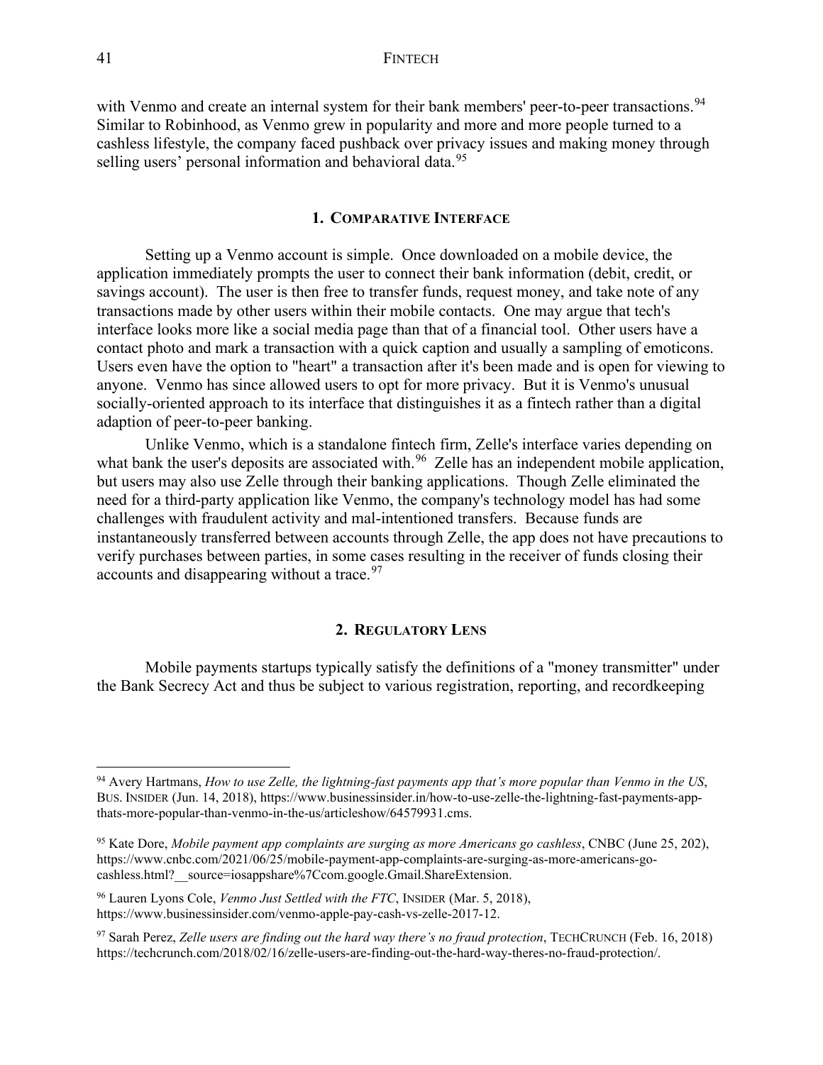with Venmo and create an internal system for their bank members' peer-to-peer transactions.[94] Similar to Robinhood, as Venmo grew in popularity and more and more people turned to a cashless lifestyle, the company faced pushback over privacy issues and making money through selling users' personal information and behavioral data.[95]

### 1. Comparative Interface

Setting up a Venmo account is simple. Once downloaded on a mobile device, the application immediately prompts the user to connect their bank information (debit, credit, or savings account). The user is then free to transfer funds, request money, and take note of any transactions made by other users within their mobile contacts. One may argue that tech's interface looks more like a social media page than that of a financial tool. Other users have a contact photo and mark a transaction with a quick caption and usually a sampling of emoticons. Users even have the option to "heart" a transaction after it's been made and is open for viewing to anyone. Venmo has since allowed users to opt for more privacy. But it is Venmo's unusual socially-oriented approach to its interface that distinguishes it as a fintech rather than a digital adaption of peer-to-peer banking.

Unlike Venmo, which is a standalone fintech firm, Zelle's interface varies depending on what bank the user's deposits are associated with.[96] Zelle has an independent mobile application, but users may also use Zelle through their banking applications. Though Zelle eliminated the need for a third-party application like Venmo, the company's technology model has had some challenges with fraudulent activity and mal-intentioned transfers. Because funds are instantaneously transferred between accounts through Zelle, the app does not have precautions to verify purchases between parties, in some cases resulting in the receiver of funds closing their accounts and disappearing without a trace.[97]

### 2. Regulatory Lens

Mobile payments startups typically satisfy the definitions of a "money transmitter" under the Bank Secrecy Act and thus be subject to various registration, reporting, and recordkeeping

---

[94] Avery Hartmans, *How to use Zelle, the lightning-fast payments app that's more popular than Venmo in the US*, BUS. INSIDER (Jun. 14, 2018), https://www.businessinsider.in/how-to-use-zelle-the-lightning-fast-payments-app-thats-more-popular-than-venmo-in-the-us/articleshow/64579931.cms.

[95] Kate Dore, *Mobile payment app complaints are surging as more Americans go cashless*, CNBC (June 25, 202), https://www.cnbc.com/2021/06/25/mobile-payment-app-complaints-are-surging-as-more-americans-go-cashless.html?__source=iosappshare%7Ccom.google.Gmail.ShareExtension.

[96] Lauren Lyons Cole, *Venmo Just Settled with the FTC*, INSIDER (Mar. 5, 2018), https://www.businessinsider.com/venmo-apple-pay-cash-vs-zelle-2017-12.

[97] Sarah Perez, *Zelle users are finding out the hard way there's no fraud protection*, TECHCRUNCH (Feb. 16, 2018) https://techcrunch.com/2018/02/16/zelle-users-are-finding-out-the-hard-way-theres-no-fraud-protection/.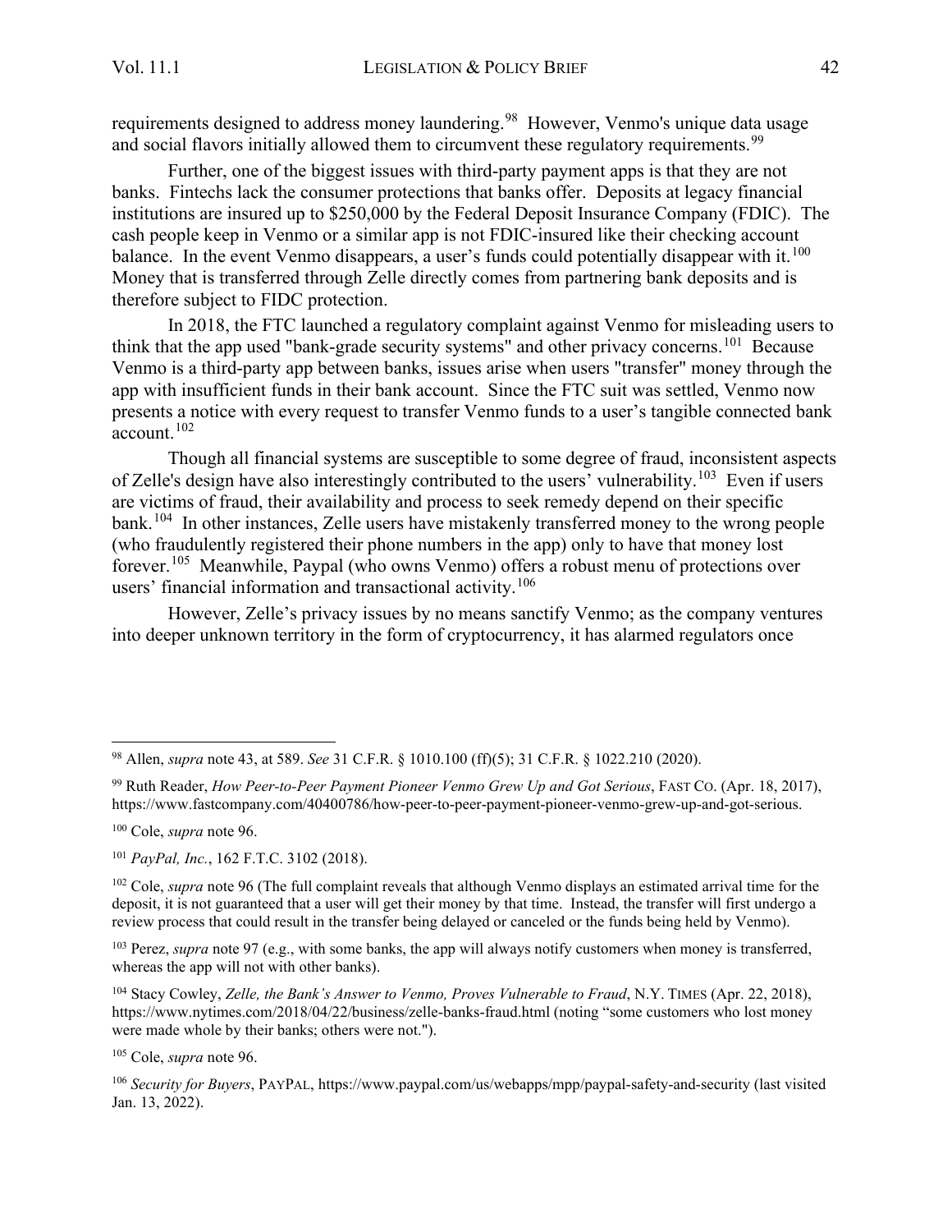requirements designed to address money laundering.[98] However, Venmo's unique data usage and social flavors initially allowed them to circumvent these regulatory requirements.[99]

Further, one of the biggest issues with third-party payment apps is that they are not banks. Fintechs lack the consumer protections that banks offer. Deposits at legacy financial institutions are insured up to $250,000 by the Federal Deposit Insurance Company (FDIC). The cash people keep in Venmo or a similar app is not FDIC-insured like their checking account balance. In the event Venmo disappears, a user's funds could potentially disappear with it.[100] Money that is transferred through Zelle directly comes from partnering bank deposits and is therefore subject to FIDC protection.

In 2018, the FTC launched a regulatory complaint against Venmo for misleading users to think that the app used "bank-grade security systems" and other privacy concerns.[101] Because Venmo is a third-party app between banks, issues arise when users "transfer" money through the app with insufficient funds in their bank account. Since the FTC suit was settled, Venmo now presents a notice with every request to transfer Venmo funds to a user's tangible connected bank account.[102]

Though all financial systems are susceptible to some degree of fraud, inconsistent aspects of Zelle's design have also interestingly contributed to the users' vulnerability.[103] Even if users are victims of fraud, their availability and process to seek remedy depend on their specific bank.[104] In other instances, Zelle users have mistakenly transferred money to the wrong people (who fraudulently registered their phone numbers in the app) only to have that money lost forever.[105] Meanwhile, Paypal (who owns Venmo) offers a robust menu of protections over users' financial information and transactional activity.[106]

However, Zelle's privacy issues by no means sanctify Venmo; as the company ventures into deeper unknown territory in the form of cryptocurrency, it has alarmed regulators once

---

[98] Allen, *supra* note 43, at 589. *See* 31 C.F.R. § 1010.100 (ff)(5); 31 C.F.R. § 1022.210 (2020).

[99] Ruth Reader, *How Peer-to-Peer Payment Pioneer Venmo Grew Up and Got Serious*, FAST CO. (Apr. 18, 2017), https://www.fastcompany.com/40400786/how-peer-to-peer-payment-pioneer-venmo-grew-up-and-got-serious.

[100] Cole, *supra* note 96.

[101] *PayPal, Inc.*, 162 F.T.C. 3102 (2018).

[102] Cole, *supra* note 96 (The full complaint reveals that although Venmo displays an estimated arrival time for the deposit, it is not guaranteed that a user will get their money by that time. Instead, the transfer will first undergo a review process that could result in the transfer being delayed or canceled or the funds being held by Venmo).

[103] Perez, *supra* note 97 (e.g., with some banks, the app will always notify customers when money is transferred, whereas the app will not with other banks).

[104] Stacy Cowley, *Zelle, the Bank's Answer to Venmo, Proves Vulnerable to Fraud*, N.Y. TIMES (Apr. 22, 2018), https://www.nytimes.com/2018/04/22/business/zelle-banks-fraud.html (noting "some customers who lost money were made whole by their banks; others were not.").

[105] Cole, *supra* note 96.

[106] *Security for Buyers*, PAYPAL, https://www.paypal.com/us/webapps/mpp/paypal-safety-and-security (last visited Jan. 13, 2022).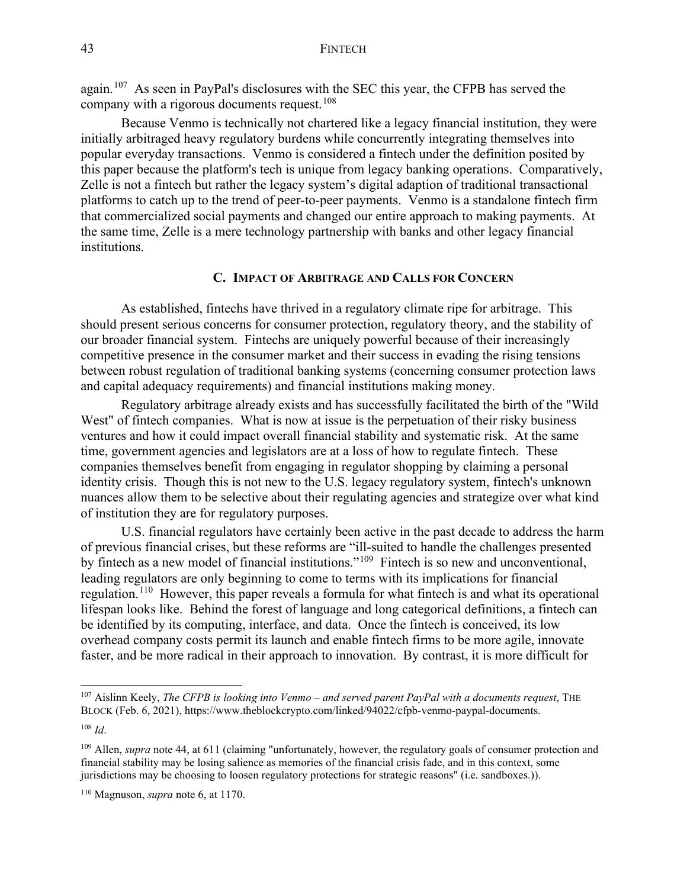again.[107] As seen in PayPal's disclosures with the SEC this year, the CFPB has served the company with a rigorous documents request.[108]

Because Venmo is technically not chartered like a legacy financial institution, they were initially arbitraged heavy regulatory burdens while concurrently integrating themselves into popular everyday transactions. Venmo is considered a fintech under the definition posited by this paper because the platform's tech is unique from legacy banking operations. Comparatively, Zelle is not a fintech but rather the legacy system's digital adaption of traditional transactional platforms to catch up to the trend of peer-to-peer payments. Venmo is a standalone fintech firm that commercialized social payments and changed our entire approach to making payments. At the same time, Zelle is a mere technology partnership with banks and other legacy financial institutions.

### C. Impact of Arbitrage and Calls for Concern

As established, fintechs have thrived in a regulatory climate ripe for arbitrage. This should present serious concerns for consumer protection, regulatory theory, and the stability of our broader financial system. Fintechs are uniquely powerful because of their increasingly competitive presence in the consumer market and their success in evading the rising tensions between robust regulation of traditional banking systems (concerning consumer protection laws and capital adequacy requirements) and financial institutions making money.

Regulatory arbitrage already exists and has successfully facilitated the birth of the "Wild West" of fintech companies. What is now at issue is the perpetuation of their risky business ventures and how it could impact overall financial stability and systematic risk. At the same time, government agencies and legislators are at a loss of how to regulate fintech. These companies themselves benefit from engaging in regulator shopping by claiming a personal identity crisis. Though this is not new to the U.S. legacy regulatory system, fintech's unknown nuances allow them to be selective about their regulating agencies and strategize over what kind of institution they are for regulatory purposes.

U.S. financial regulators have certainly been active in the past decade to address the harm of previous financial crises, but these reforms are "ill-suited to handle the challenges presented by fintech as a new model of financial institutions."[109] Fintech is so new and unconventional, leading regulators are only beginning to come to terms with its implications for financial regulation.[110] However, this paper reveals a formula for what fintech is and what its operational lifespan looks like. Behind the forest of language and long categorical definitions, a fintech can be identified by its computing, interface, and data. Once the fintech is conceived, its low overhead company costs permit its launch and enable fintech firms to be more agile, innovate faster, and be more radical in their approach to innovation. By contrast, it is more difficult for

---

[107] Aislinn Keely, *The CFPB is looking into Venmo – and served parent PayPal with a documents request*, THE BLOCK (Feb. 6, 2021), https://www.theblockcrypto.com/linked/94022/cfpb-venmo-paypal-documents.

[108] *Id*.

[109] Allen, *supra* note 44, at 611 (claiming "unfortunately, however, the regulatory goals of consumer protection and financial stability may be losing salience as memories of the financial crisis fade, and in this context, some jurisdictions may be choosing to loosen regulatory protections for strategic reasons" (i.e. sandboxes.)).

[110] Magnuson, *supra* note 6, at 1170.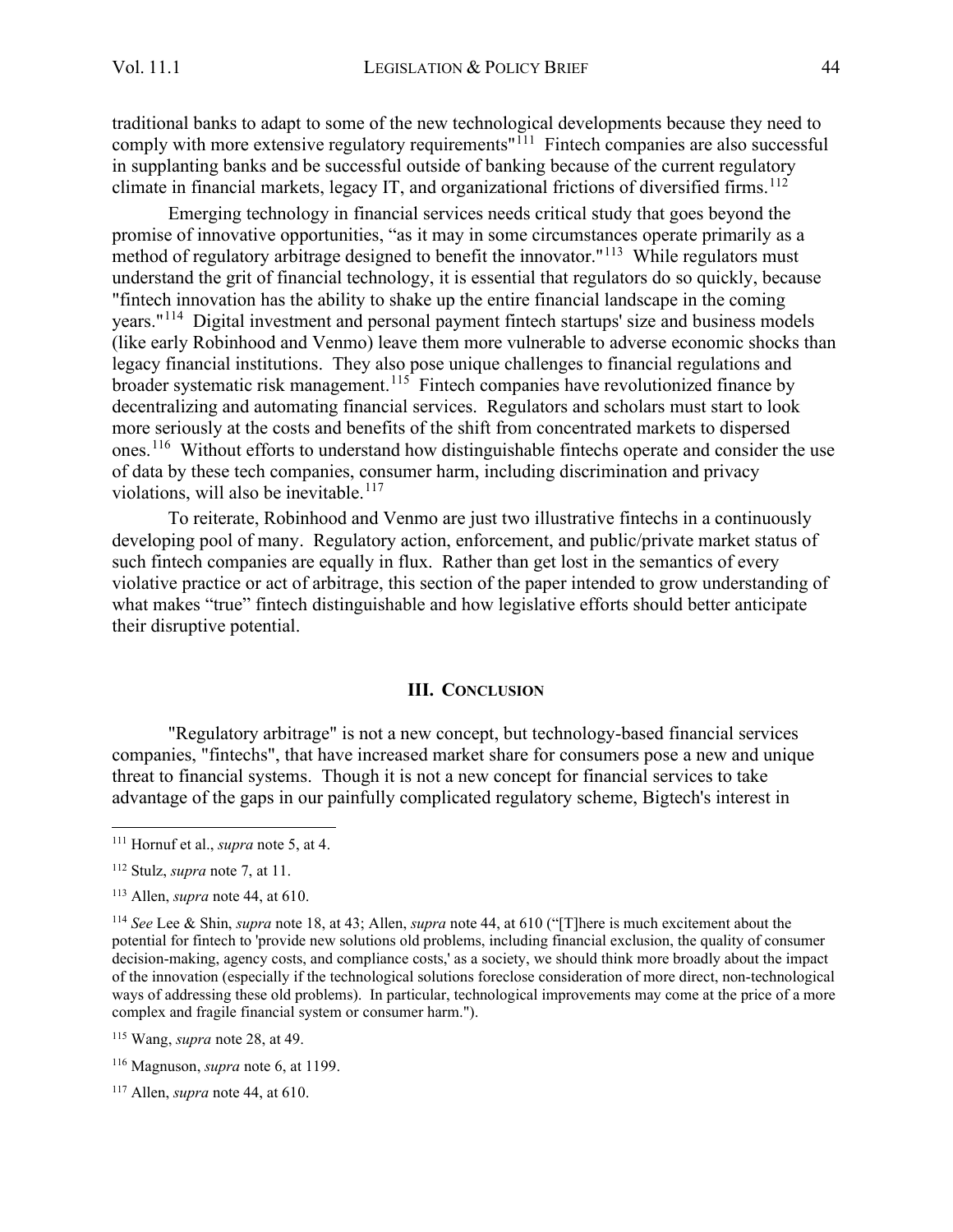traditional banks to adapt to some of the new technological developments because they need to comply with more extensive regulatory requirements"[111] Fintech companies are also successful in supplanting banks and be successful outside of banking because of the current regulatory climate in financial markets, legacy IT, and organizational frictions of diversified firms.[112]

Emerging technology in financial services needs critical study that goes beyond the promise of innovative opportunities, "as it may in some circumstances operate primarily as a method of regulatory arbitrage designed to benefit the innovator."[113] While regulators must understand the grit of financial technology, it is essential that regulators do so quickly, because "fintech innovation has the ability to shake up the entire financial landscape in the coming years."[114] Digital investment and personal payment fintech startups' size and business models (like early Robinhood and Venmo) leave them more vulnerable to adverse economic shocks than legacy financial institutions. They also pose unique challenges to financial regulations and broader systematic risk management.[115] Fintech companies have revolutionized finance by decentralizing and automating financial services. Regulators and scholars must start to look more seriously at the costs and benefits of the shift from concentrated markets to dispersed ones.[116] Without efforts to understand how distinguishable fintechs operate and consider the use of data by these tech companies, consumer harm, including discrimination and privacy violations, will also be inevitable.[117]

To reiterate, Robinhood and Venmo are just two illustrative fintechs in a continuously developing pool of many. Regulatory action, enforcement, and public/private market status of such fintech companies are equally in flux. Rather than get lost in the semantics of every violative practice or act of arbitrage, this section of the paper intended to grow understanding of what makes "true" fintech distinguishable and how legislative efforts should better anticipate their disruptive potential.

## III. CONCLUSION

"Regulatory arbitrage" is not a new concept, but technology-based financial services companies, "fintechs", that have increased market share for consumers pose a new and unique threat to financial systems. Though it is not a new concept for financial services to take advantage of the gaps in our painfully complicated regulatory scheme, Bigtech's interest in

---

[111] Hornuf et al., *supra* note 5, at 4.

[112] Stulz, *supra* note 7, at 11.

[113] Allen, *supra* note 44, at 610.

[114] *See* Lee & Shin, *supra* note 18, at 43; Allen, *supra* note 44, at 610 ("[T]here is much excitement about the potential for fintech to 'provide new solutions old problems, including financial exclusion, the quality of consumer decision-making, agency costs, and compliance costs,' as a society, we should think more broadly about the impact of the innovation (especially if the technological solutions foreclose consideration of more direct, non-technological ways of addressing these old problems). In particular, technological improvements may come at the price of a more complex and fragile financial system or consumer harm.").

[115] Wang, *supra* note 28, at 49.

[116] Magnuson, *supra* note 6, at 1199.

[117] Allen, *supra* note 44, at 610.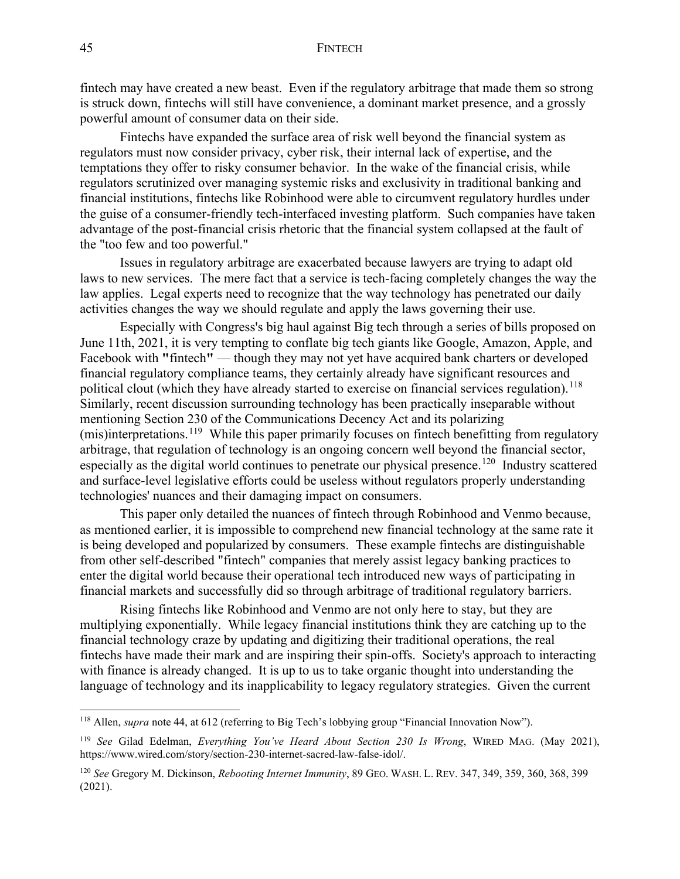fintech may have created a new beast. Even if the regulatory arbitrage that made them so strong is struck down, fintechs will still have convenience, a dominant market presence, and a grossly powerful amount of consumer data on their side.

Fintechs have expanded the surface area of risk well beyond the financial system as regulators must now consider privacy, cyber risk, their internal lack of expertise, and the temptations they offer to risky consumer behavior. In the wake of the financial crisis, while regulators scrutinized over managing systemic risks and exclusivity in traditional banking and financial institutions, fintechs like Robinhood were able to circumvent regulatory hurdles under the guise of a consumer-friendly tech-interfaced investing platform. Such companies have taken advantage of the post-financial crisis rhetoric that the financial system collapsed at the fault of the "too few and too powerful."

Issues in regulatory arbitrage are exacerbated because lawyers are trying to adapt old laws to new services. The mere fact that a service is tech-facing completely changes the way the law applies. Legal experts need to recognize that the way technology has penetrated our daily activities changes the way we should regulate and apply the laws governing their use.

Especially with Congress's big haul against Big tech through a series of bills proposed on June 11th, 2021, it is very tempting to conflate big tech giants like Google, Amazon, Apple, and Facebook with **"**fintech**"** — though they may not yet have acquired bank charters or developed financial regulatory compliance teams, they certainly already have significant resources and political clout (which they have already started to exercise on financial services regulation).[118] Similarly, recent discussion surrounding technology has been practically inseparable without mentioning Section 230 of the Communications Decency Act and its polarizing (mis)interpretations.[119] While this paper primarily focuses on fintech benefitting from regulatory arbitrage, that regulation of technology is an ongoing concern well beyond the financial sector, especially as the digital world continues to penetrate our physical presence.[120] Industry scattered and surface-level legislative efforts could be useless without regulators properly understanding technologies' nuances and their damaging impact on consumers.

This paper only detailed the nuances of fintech through Robinhood and Venmo because, as mentioned earlier, it is impossible to comprehend new financial technology at the same rate it is being developed and popularized by consumers. These example fintechs are distinguishable from other self-described "fintech" companies that merely assist legacy banking practices to enter the digital world because their operational tech introduced new ways of participating in financial markets and successfully did so through arbitrage of traditional regulatory barriers.

Rising fintechs like Robinhood and Venmo are not only here to stay, but they are multiplying exponentially. While legacy financial institutions think they are catching up to the financial technology craze by updating and digitizing their traditional operations, the real fintechs have made their mark and are inspiring their spin-offs. Society's approach to interacting with finance is already changed. It is up to us to take organic thought into understanding the language of technology and its inapplicability to legacy regulatory strategies. Given the current

---

[118] Allen, *supra* note 44, at 612 (referring to Big Tech's lobbying group "Financial Innovation Now").

[119] *See* Gilad Edelman, *Everything You've Heard About Section 230 Is Wrong*, WIRED MAG. (May 2021), https://www.wired.com/story/section-230-internet-sacred-law-false-idol/.

[120] *See* Gregory M. Dickinson, *Rebooting Internet Immunity*, 89 GEO. WASH. L. REV. 347, 349, 359, 360, 368, 399 (2021).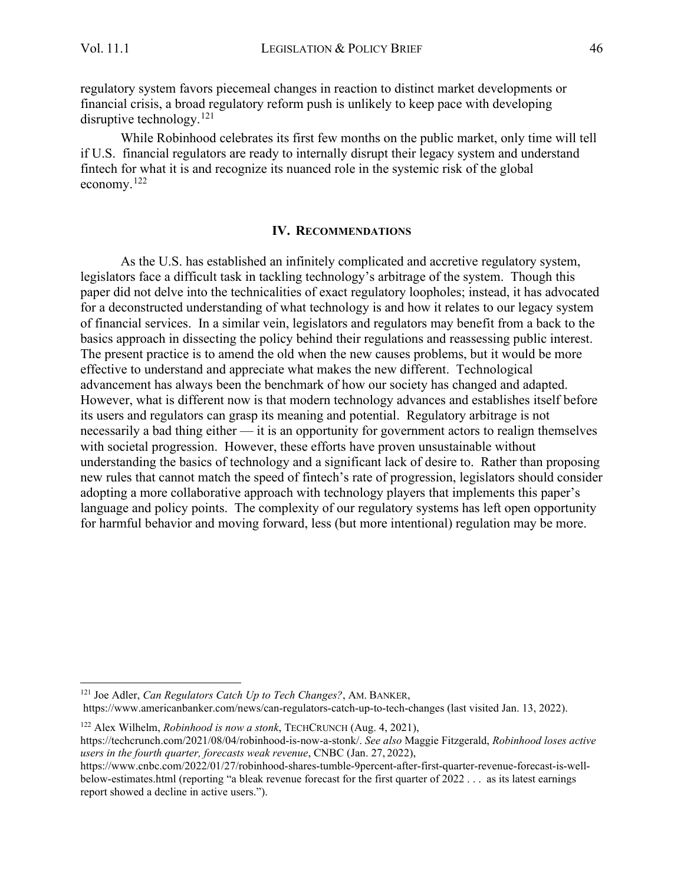regulatory system favors piecemeal changes in reaction to distinct market developments or financial crisis, a broad regulatory reform push is unlikely to keep pace with developing disruptive technology.[121]

While Robinhood celebrates its first few months on the public market, only time will tell if U.S. financial regulators are ready to internally disrupt their legacy system and understand fintech for what it is and recognize its nuanced role in the systemic risk of the global economy.[122]

## IV. RECOMMENDATIONS

As the U.S. has established an infinitely complicated and accretive regulatory system, legislators face a difficult task in tackling technology's arbitrage of the system. Though this paper did not delve into the technicalities of exact regulatory loopholes; instead, it has advocated for a deconstructed understanding of what technology is and how it relates to our legacy system of financial services. In a similar vein, legislators and regulators may benefit from a back to the basics approach in dissecting the policy behind their regulations and reassessing public interest. The present practice is to amend the old when the new causes problems, but it would be more effective to understand and appreciate what makes the new different. Technological advancement has always been the benchmark of how our society has changed and adapted. However, what is different now is that modern technology advances and establishes itself before its users and regulators can grasp its meaning and potential. Regulatory arbitrage is not necessarily a bad thing either — it is an opportunity for government actors to realign themselves with societal progression. However, these efforts have proven unsustainable without understanding the basics of technology and a significant lack of desire to. Rather than proposing new rules that cannot match the speed of fintech's rate of progression, legislators should consider adopting a more collaborative approach with technology players that implements this paper's language and policy points. The complexity of our regulatory systems has left open opportunity for harmful behavior and moving forward, less (but more intentional) regulation may be more.

---

[121] Joe Adler, *Can Regulators Catch Up to Tech Changes?*, AM. BANKER, https://www.americanbanker.com/news/can-regulators-catch-up-to-tech-changes (last visited Jan. 13, 2022).

[122] Alex Wilhelm, *Robinhood is now a stonk*, TECHCRUNCH (Aug. 4, 2021), https://techcrunch.com/2021/08/04/robinhood-is-now-a-stonk/. *See also* Maggie Fitzgerald, *Robinhood loses active users in the fourth quarter, forecasts weak revenue*, CNBC (Jan. 27, 2022), https://www.cnbc.com/2022/01/27/robinhood-shares-tumble-9percent-after-first-quarter-revenue-forecast-is-well-below-estimates.html (reporting "a bleak revenue forecast for the first quarter of 2022 . . . as its latest earnings report showed a decline in active users.").